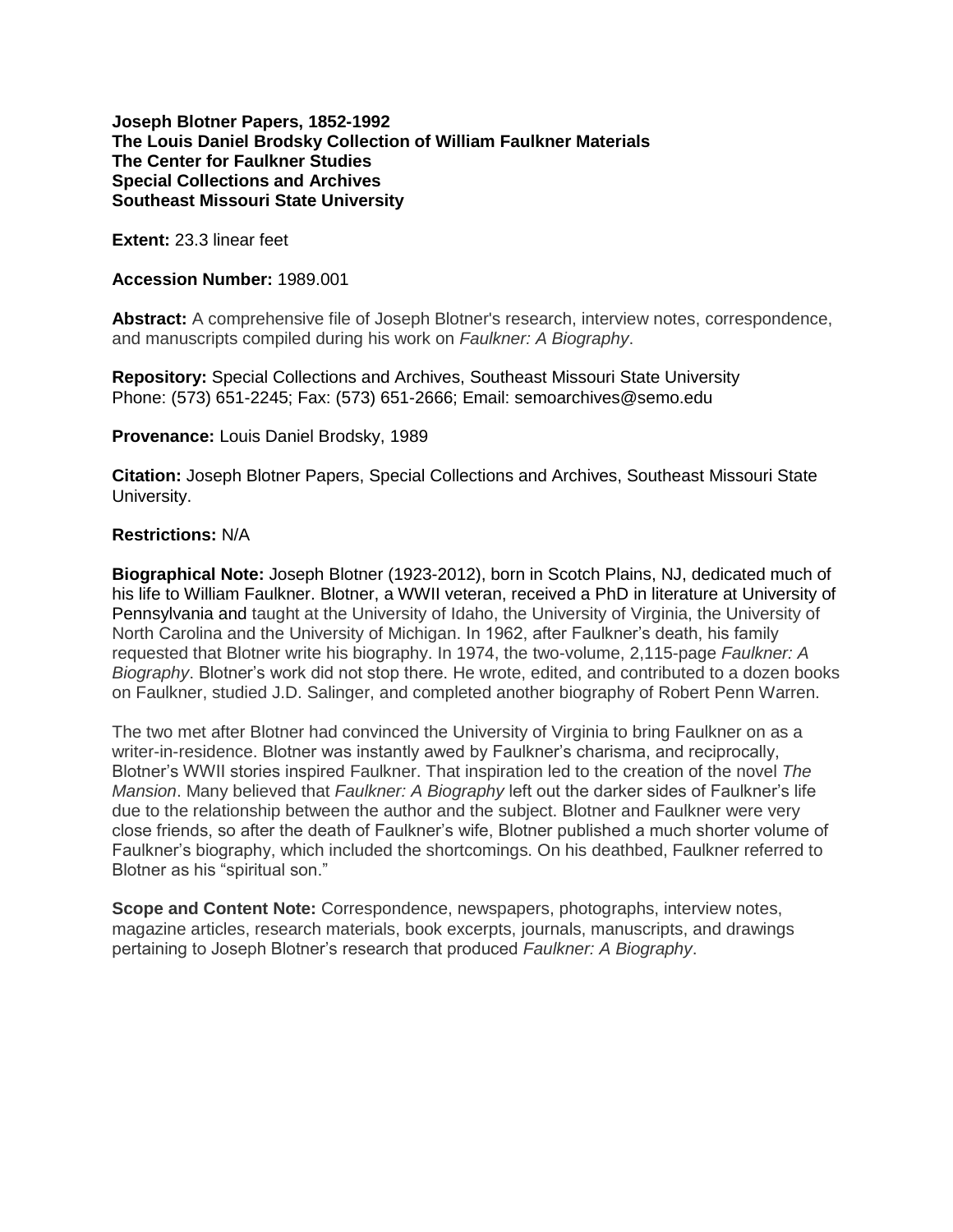**Joseph Blotner Papers, 1852-1992**
**The Louis Daniel Brodsky Collection of William Faulkner Materials**
**The Center for Faulkner Studies**
**Special Collections and Archives**
**Southeast Missouri State University**

**Extent:** 23.3 linear feet

**Accession Number:** 1989.001

**Abstract:** A comprehensive file of Joseph Blotner's research, interview notes, correspondence, and manuscripts compiled during his work on *Faulkner: A Biography*.

**Repository:** Special Collections and Archives, Southeast Missouri State University
Phone: (573) 651-2245; Fax: (573) 651-2666; Email: semoarchives@semo.edu

**Provenance:** Louis Daniel Brodsky, 1989

**Citation:** Joseph Blotner Papers, Special Collections and Archives, Southeast Missouri State University.

**Restrictions:** N/A

**Biographical Note:** Joseph Blotner (1923-2012), born in Scotch Plains, NJ, dedicated much of his life to William Faulkner. Blotner, a WWII veteran, received a PhD in literature at University of Pennsylvania and taught at the University of Idaho, the University of Virginia, the University of North Carolina and the University of Michigan. In 1962, after Faulkner's death, his family requested that Blotner write his biography. In 1974, the two-volume, 2,115-page *Faulkner: A Biography*. Blotner's work did not stop there. He wrote, edited, and contributed to a dozen books on Faulkner, studied J.D. Salinger, and completed another biography of Robert Penn Warren.

The two met after Blotner had convinced the University of Virginia to bring Faulkner on as a writer-in-residence. Blotner was instantly awed by Faulkner's charisma, and reciprocally, Blotner's WWII stories inspired Faulkner. That inspiration led to the creation of the novel *The Mansion*. Many believed that *Faulkner: A Biography* left out the darker sides of Faulkner's life due to the relationship between the author and the subject. Blotner and Faulkner were very close friends, so after the death of Faulkner's wife, Blotner published a much shorter volume of Faulkner's biography, which included the shortcomings. On his deathbed, Faulkner referred to Blotner as his "spiritual son."

**Scope and Content Note:** Correspondence, newspapers, photographs, interview notes, magazine articles, research materials, book excerpts, journals, manuscripts, and drawings pertaining to Joseph Blotner's research that produced *Faulkner: A Biography*.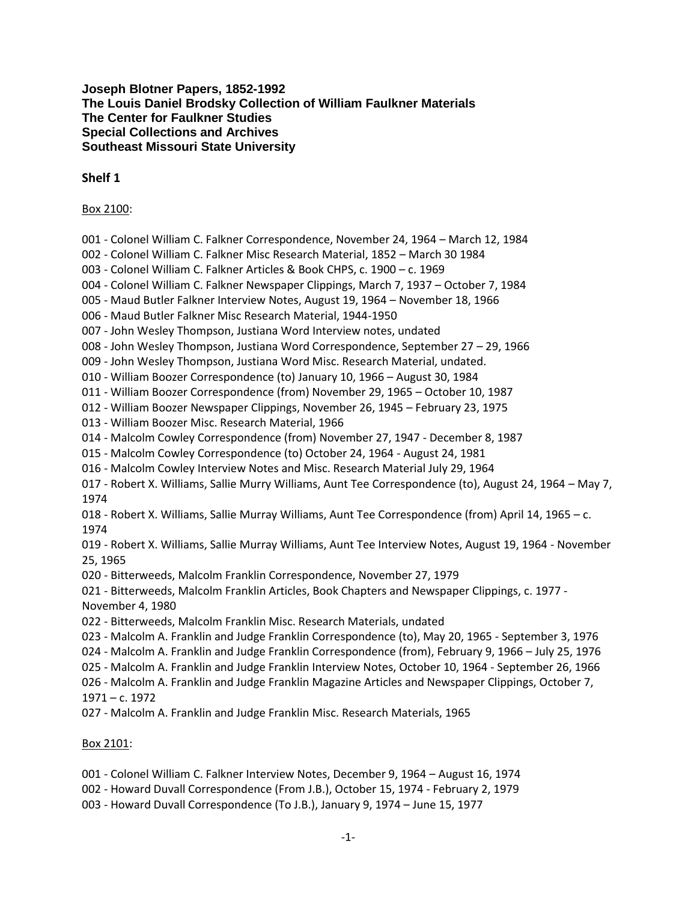**Joseph Blotner Papers, 1852-1992**
**The Louis Daniel Brodsky Collection of William Faulkner Materials**
**The Center for Faulkner Studies**
**Special Collections and Archives**
**Southeast Missouri State University**

## Shelf 1

Box 2100:

001 - Colonel William C. Falkner Correspondence, November 24, 1964 – March 12, 1984
002 - Colonel William C. Falkner Misc Research Material, 1852 – March 30 1984
003 - Colonel William C. Falkner Articles & Book CHPS, c. 1900 – c. 1969
004 - Colonel William C. Falkner Newspaper Clippings, March 7, 1937 – October 7, 1984
005 - Maud Butler Falkner Interview Notes, August 19, 1964 – November 18, 1966
006 - Maud Butler Falkner Misc Research Material, 1944-1950
007 - John Wesley Thompson, Justiana Word Interview notes, undated
008 - John Wesley Thompson, Justiana Word Correspondence, September 27 – 29, 1966
009 - John Wesley Thompson, Justiana Word Misc. Research Material, undated.
010 - William Boozer Correspondence (to) January 10, 1966 – August 30, 1984
011 - William Boozer Correspondence (from) November 29, 1965 – October 10, 1987
012 - William Boozer Newspaper Clippings, November 26, 1945 – February 23, 1975
013 - William Boozer Misc. Research Material, 1966
014 - Malcolm Cowley Correspondence (from) November 27, 1947 - December 8, 1987
015 - Malcolm Cowley Correspondence (to) October 24, 1964 - August 24, 1981
016 - Malcolm Cowley Interview Notes and Misc. Research Material July 29, 1964
017 - Robert X. Williams, Sallie Murry Williams, Aunt Tee Correspondence (to), August 24, 1964 – May 7, 1974
018 - Robert X. Williams, Sallie Murray Williams, Aunt Tee Correspondence (from) April 14, 1965 – c. 1974
019 - Robert X. Williams, Sallie Murray Williams, Aunt Tee Interview Notes, August 19, 1964 - November 25, 1965
020 - Bitterweeds, Malcolm Franklin Correspondence, November 27, 1979
021 - Bitterweeds, Malcolm Franklin Articles, Book Chapters and Newspaper Clippings, c. 1977 - November 4, 1980
022 - Bitterweeds, Malcolm Franklin Misc. Research Materials, undated
023 - Malcolm A. Franklin and Judge Franklin Correspondence (to), May 20, 1965 - September 3, 1976
024 - Malcolm A. Franklin and Judge Franklin Correspondence (from), February 9, 1966 – July 25, 1976
025 - Malcolm A. Franklin and Judge Franklin Interview Notes, October 10, 1964 - September 26, 1966
026 - Malcolm A. Franklin and Judge Franklin Magazine Articles and Newspaper Clippings, October 7, 1971 – c. 1972
027 - Malcolm A. Franklin and Judge Franklin Misc. Research Materials, 1965

Box 2101:

001 - Colonel William C. Falkner Interview Notes, December 9, 1964 – August 16, 1974
002 - Howard Duvall Correspondence (From J.B.), October 15, 1974 - February 2, 1979
003 - Howard Duvall Correspondence (To J.B.), January 9, 1974 – June 15, 1977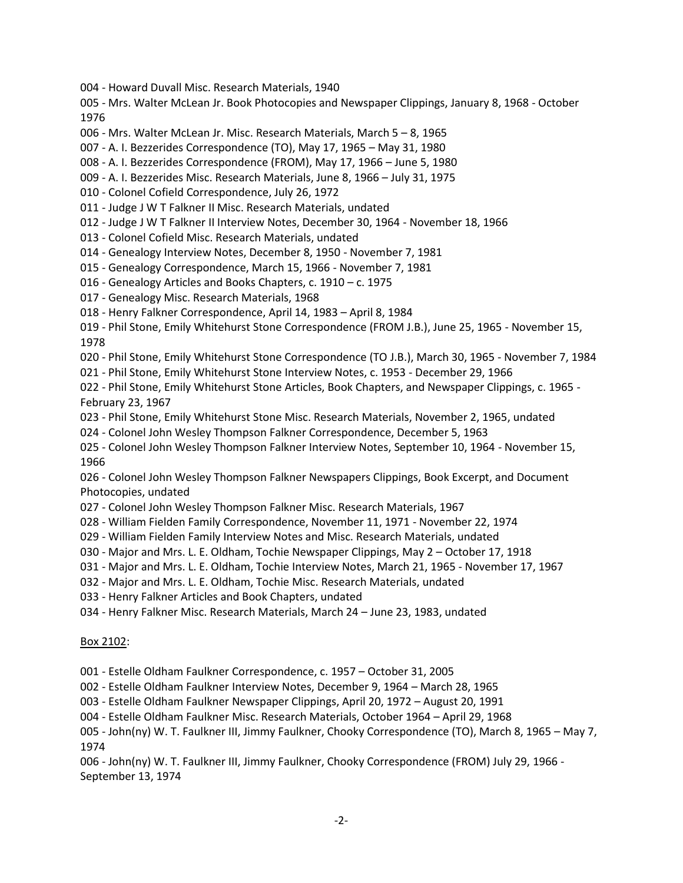004 - Howard Duvall Misc. Research Materials, 1940

005 - Mrs. Walter McLean Jr. Book Photocopies and Newspaper Clippings, January 8, 1968 - October 1976

006 - Mrs. Walter McLean Jr. Misc. Research Materials, March 5 – 8, 1965

007 - A. I. Bezzerides Correspondence (TO), May 17, 1965 – May 31, 1980

008 - A. I. Bezzerides Correspondence (FROM), May 17, 1966 – June 5, 1980

009 - A. I. Bezzerides Misc. Research Materials, June 8, 1966 – July 31, 1975

010 - Colonel Cofield Correspondence, July 26, 1972

011 - Judge J W T Falkner II Misc. Research Materials, undated

012 - Judge J W T Falkner II Interview Notes, December 30, 1964 - November 18, 1966

013 - Colonel Cofield Misc. Research Materials, undated

014 - Genealogy Interview Notes, December 8, 1950 - November 7, 1981

015 - Genealogy Correspondence, March 15, 1966 - November 7, 1981

016 - Genealogy Articles and Books Chapters, c. 1910 – c. 1975

017 - Genealogy Misc. Research Materials, 1968

018 - Henry Falkner Correspondence, April 14, 1983 – April 8, 1984

019 - Phil Stone, Emily Whitehurst Stone Correspondence (FROM J.B.), June 25, 1965 - November 15, 1978

020 - Phil Stone, Emily Whitehurst Stone Correspondence (TO J.B.), March 30, 1965 - November 7, 1984

021 - Phil Stone, Emily Whitehurst Stone Interview Notes, c. 1953 - December 29, 1966

022 - Phil Stone, Emily Whitehurst Stone Articles, Book Chapters, and Newspaper Clippings, c. 1965 - February 23, 1967

023 - Phil Stone, Emily Whitehurst Stone Misc. Research Materials, November 2, 1965, undated

024 - Colonel John Wesley Thompson Falkner Correspondence, December 5, 1963

025 - Colonel John Wesley Thompson Falkner Interview Notes, September 10, 1964 - November 15, 1966

026 - Colonel John Wesley Thompson Falkner Newspapers Clippings, Book Excerpt, and Document Photocopies, undated

027 - Colonel John Wesley Thompson Falkner Misc. Research Materials, 1967

028 - William Fielden Family Correspondence, November 11, 1971 - November 22, 1974

029 - William Fielden Family Interview Notes and Misc. Research Materials, undated

030 - Major and Mrs. L. E. Oldham, Tochie Newspaper Clippings, May 2 – October 17, 1918

031 - Major and Mrs. L. E. Oldham, Tochie Interview Notes, March 21, 1965 - November 17, 1967

032 - Major and Mrs. L. E. Oldham, Tochie Misc. Research Materials, undated

033 - Henry Falkner Articles and Book Chapters, undated

034 - Henry Falkner Misc. Research Materials, March 24 – June 23, 1983, undated

<u>Box 2102</u>:

001 - Estelle Oldham Faulkner Correspondence, c. 1957 – October 31, 2005

002 - Estelle Oldham Faulkner Interview Notes, December 9, 1964 – March 28, 1965

003 - Estelle Oldham Faulkner Newspaper Clippings, April 20, 1972 – August 20, 1991

004 - Estelle Oldham Faulkner Misc. Research Materials, October 1964 – April 29, 1968

005 - John(ny) W. T. Faulkner III, Jimmy Faulkner, Chooky Correspondence (TO), March 8, 1965 – May 7, 1974

006 - John(ny) W. T. Faulkner III, Jimmy Faulkner, Chooky Correspondence (FROM) July 29, 1966 - September 13, 1974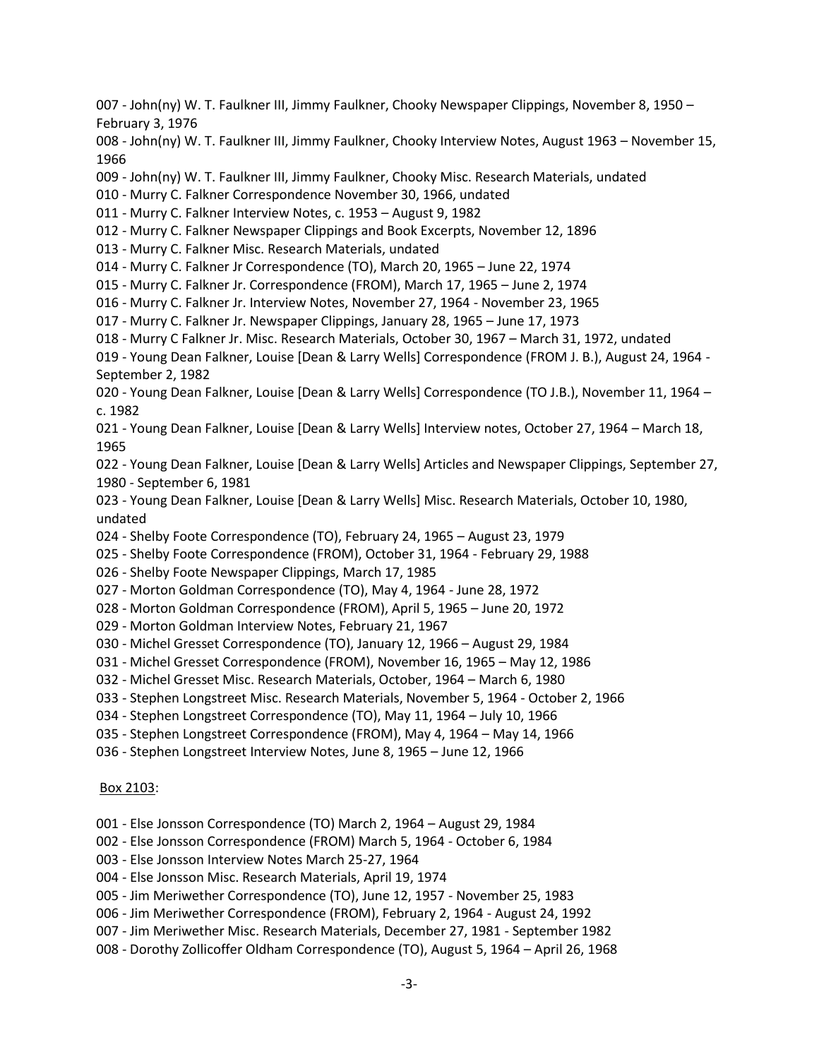007 - John(ny) W. T. Faulkner III, Jimmy Faulkner, Chooky Newspaper Clippings, November 8, 1950 – February 3, 1976

008 - John(ny) W. T. Faulkner III, Jimmy Faulkner, Chooky Interview Notes, August 1963 – November 15, 1966

009 - John(ny) W. T. Faulkner III, Jimmy Faulkner, Chooky Misc. Research Materials, undated

010 - Murry C. Falkner Correspondence November 30, 1966, undated

011 - Murry C. Falkner Interview Notes, c. 1953 – August 9, 1982

012 - Murry C. Falkner Newspaper Clippings and Book Excerpts, November 12, 1896

013 - Murry C. Falkner Misc. Research Materials, undated

014 - Murry C. Falkner Jr Correspondence (TO), March 20, 1965 – June 22, 1974

015 - Murry C. Falkner Jr. Correspondence (FROM), March 17, 1965 – June 2, 1974

016 - Murry C. Falkner Jr. Interview Notes, November 27, 1964 - November 23, 1965

017 - Murry C. Falkner Jr. Newspaper Clippings, January 28, 1965 – June 17, 1973

018 - Murry C Falkner Jr. Misc. Research Materials, October 30, 1967 – March 31, 1972, undated

019 - Young Dean Falkner, Louise [Dean & Larry Wells] Correspondence (FROM J. B.), August 24, 1964 - September 2, 1982

020 - Young Dean Falkner, Louise [Dean & Larry Wells] Correspondence (TO J.B.), November 11, 1964 – c. 1982

021 - Young Dean Falkner, Louise [Dean & Larry Wells] Interview notes, October 27, 1964 – March 18, 1965

022 - Young Dean Falkner, Louise [Dean & Larry Wells] Articles and Newspaper Clippings, September 27, 1980 - September 6, 1981

023 - Young Dean Falkner, Louise [Dean & Larry Wells] Misc. Research Materials, October 10, 1980, undated

024 - Shelby Foote Correspondence (TO), February 24, 1965 – August 23, 1979

025 - Shelby Foote Correspondence (FROM), October 31, 1964 - February 29, 1988

026 - Shelby Foote Newspaper Clippings, March 17, 1985

027 - Morton Goldman Correspondence (TO), May 4, 1964 - June 28, 1972

028 - Morton Goldman Correspondence (FROM), April 5, 1965 – June 20, 1972

029 - Morton Goldman Interview Notes, February 21, 1967

030 - Michel Gresset Correspondence (TO), January 12, 1966 – August 29, 1984

031 - Michel Gresset Correspondence (FROM), November 16, 1965 – May 12, 1986

032 - Michel Gresset Misc. Research Materials, October, 1964 – March 6, 1980

033 - Stephen Longstreet Misc. Research Materials, November 5, 1964 - October 2, 1966

034 - Stephen Longstreet Correspondence (TO), May 11, 1964 – July 10, 1966

035 - Stephen Longstreet Correspondence (FROM), May 4, 1964 – May 14, 1966

036 - Stephen Longstreet Interview Notes, June 8, 1965 – June 12, 1966

Box 2103:

001 - Else Jonsson Correspondence (TO) March 2, 1964 – August 29, 1984

002 - Else Jonsson Correspondence (FROM) March 5, 1964 - October 6, 1984

003 - Else Jonsson Interview Notes March 25-27, 1964

004 - Else Jonsson Misc. Research Materials, April 19, 1974

005 - Jim Meriwether Correspondence (TO), June 12, 1957 - November 25, 1983

006 - Jim Meriwether Correspondence (FROM), February 2, 1964 - August 24, 1992

007 - Jim Meriwether Misc. Research Materials, December 27, 1981 - September 1982

008 - Dorothy Zollicoffer Oldham Correspondence (TO), August 5, 1964 – April 26, 1968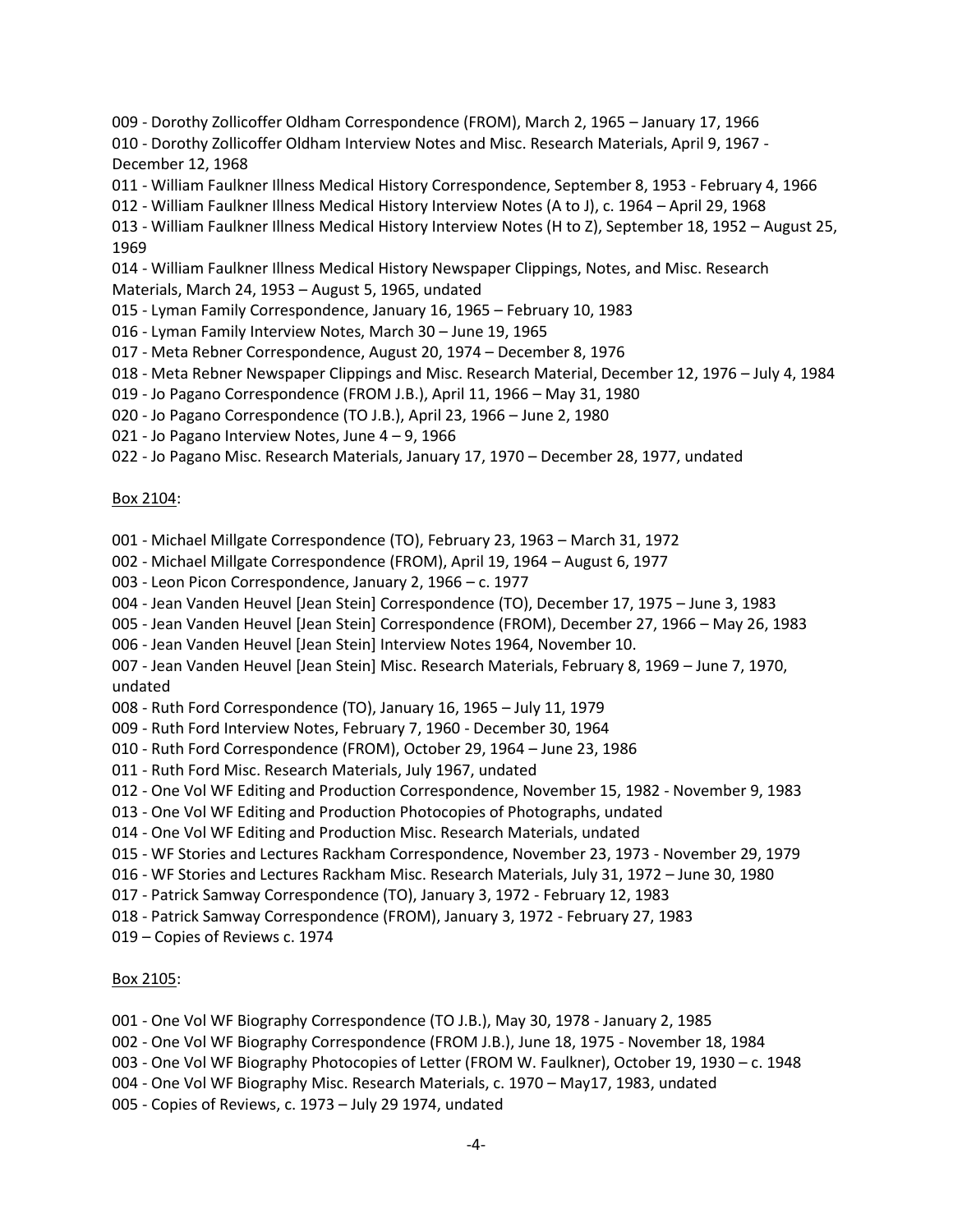009 - Dorothy Zollicoffer Oldham Correspondence (FROM), March 2, 1965 – January 17, 1966
010 - Dorothy Zollicoffer Oldham Interview Notes and Misc. Research Materials, April 9, 1967 - December 12, 1968
011 - William Faulkner Illness Medical History Correspondence, September 8, 1953 - February 4, 1966
012 - William Faulkner Illness Medical History Interview Notes (A to J), c. 1964 – April 29, 1968
013 - William Faulkner Illness Medical History Interview Notes (H to Z), September 18, 1952 – August 25, 1969
014 - William Faulkner Illness Medical History Newspaper Clippings, Notes, and Misc. Research Materials, March 24, 1953 – August 5, 1965, undated
015 - Lyman Family Correspondence, January 16, 1965 – February 10, 1983
016 - Lyman Family Interview Notes, March 30 – June 19, 1965
017 - Meta Rebner Correspondence, August 20, 1974 – December 8, 1976
018 - Meta Rebner Newspaper Clippings and Misc. Research Material, December 12, 1976 – July 4, 1984
019 - Jo Pagano Correspondence (FROM J.B.), April 11, 1966 – May 31, 1980
020 - Jo Pagano Correspondence (TO J.B.), April 23, 1966 – June 2, 1980
021 - Jo Pagano Interview Notes, June 4 – 9, 1966
022 - Jo Pagano Misc. Research Materials, January 17, 1970 – December 28, 1977, undated

<u>Box 2104</u>:

001 - Michael Millgate Correspondence (TO), February 23, 1963 – March 31, 1972
002 - Michael Millgate Correspondence (FROM), April 19, 1964 – August 6, 1977
003 - Leon Picon Correspondence, January 2, 1966 – c. 1977
004 - Jean Vanden Heuvel [Jean Stein] Correspondence (TO), December 17, 1975 – June 3, 1983
005 - Jean Vanden Heuvel [Jean Stein] Correspondence (FROM), December 27, 1966 – May 26, 1983
006 - Jean Vanden Heuvel [Jean Stein] Interview Notes 1964, November 10.
007 - Jean Vanden Heuvel [Jean Stein] Misc. Research Materials, February 8, 1969 – June 7, 1970, undated
008 - Ruth Ford Correspondence (TO), January 16, 1965 – July 11, 1979
009 - Ruth Ford Interview Notes, February 7, 1960 - December 30, 1964
010 - Ruth Ford Correspondence (FROM), October 29, 1964 – June 23, 1986
011 - Ruth Ford Misc. Research Materials, July 1967, undated
012 - One Vol WF Editing and Production Correspondence, November 15, 1982 - November 9, 1983
013 - One Vol WF Editing and Production Photocopies of Photographs, undated
014 - One Vol WF Editing and Production Misc. Research Materials, undated
015 - WF Stories and Lectures Rackham Correspondence, November 23, 1973 - November 29, 1979
016 - WF Stories and Lectures Rackham Misc. Research Materials, July 31, 1972 – June 30, 1980
017 - Patrick Samway Correspondence (TO), January 3, 1972 - February 12, 1983
018 - Patrick Samway Correspondence (FROM), January 3, 1972 - February 27, 1983
019 – Copies of Reviews c. 1974

<u>Box 2105</u>:

001 - One Vol WF Biography Correspondence (TO J.B.), May 30, 1978 - January 2, 1985
002 - One Vol WF Biography Correspondence (FROM J.B.), June 18, 1975 - November 18, 1984
003 - One Vol WF Biography Photocopies of Letter (FROM W. Faulkner), October 19, 1930 – c. 1948
004 - One Vol WF Biography Misc. Research Materials, c. 1970 – May17, 1983, undated
005 - Copies of Reviews, c. 1973 – July 29 1974, undated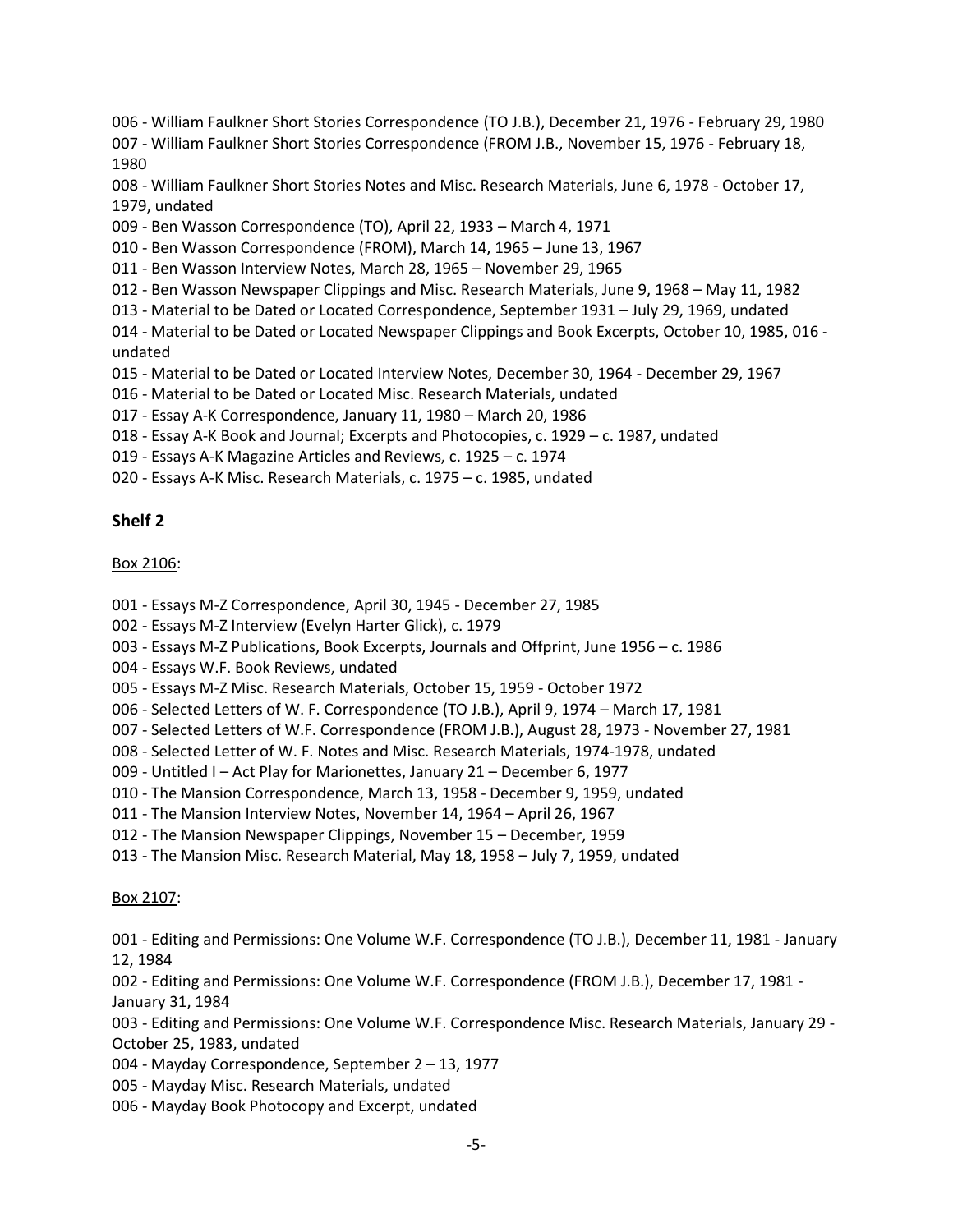006 - William Faulkner Short Stories Correspondence (TO J.B.), December 21, 1976 - February 29, 1980

007 - William Faulkner Short Stories Correspondence (FROM J.B., November 15, 1976 - February 18, 1980

008 - William Faulkner Short Stories Notes and Misc. Research Materials, June 6, 1978 - October 17, 1979, undated

009 - Ben Wasson Correspondence (TO), April 22, 1933 – March 4, 1971

010 - Ben Wasson Correspondence (FROM), March 14, 1965 – June 13, 1967

011 - Ben Wasson Interview Notes, March 28, 1965 – November 29, 1965

012 - Ben Wasson Newspaper Clippings and Misc. Research Materials, June 9, 1968 – May 11, 1982

013 - Material to be Dated or Located Correspondence, September 1931 – July 29, 1969, undated

014 - Material to be Dated or Located Newspaper Clippings and Book Excerpts, October 10, 1985, 016 - undated

015 - Material to be Dated or Located Interview Notes, December 30, 1964 - December 29, 1967

016 - Material to be Dated or Located Misc. Research Materials, undated

017 - Essay A-K Correspondence, January 11, 1980 – March 20, 1986

018 - Essay A-K Book and Journal; Excerpts and Photocopies, c. 1929 – c. 1987, undated

019 - Essays A-K Magazine Articles and Reviews, c. 1925 – c. 1974

020 - Essays A-K Misc. Research Materials, c. 1975 – c. 1985, undated

## Shelf 2

Box 2106:

001 - Essays M-Z Correspondence, April 30, 1945 - December 27, 1985

002 - Essays M-Z Interview (Evelyn Harter Glick), c. 1979

003 - Essays M-Z Publications, Book Excerpts, Journals and Offprint, June 1956 – c. 1986

004 - Essays W.F. Book Reviews, undated

005 - Essays M-Z Misc. Research Materials, October 15, 1959 - October 1972

006 - Selected Letters of W. F. Correspondence (TO J.B.), April 9, 1974 – March 17, 1981

007 - Selected Letters of W.F. Correspondence (FROM J.B.), August 28, 1973 - November 27, 1981

008 - Selected Letter of W. F. Notes and Misc. Research Materials, 1974-1978, undated

009 - Untitled I – Act Play for Marionettes, January 21 – December 6, 1977

010 - The Mansion Correspondence, March 13, 1958 - December 9, 1959, undated

011 - The Mansion Interview Notes, November 14, 1964 – April 26, 1967

012 - The Mansion Newspaper Clippings, November 15 – December, 1959

013 - The Mansion Misc. Research Material, May 18, 1958 – July 7, 1959, undated

Box 2107:

001 - Editing and Permissions: One Volume W.F. Correspondence (TO J.B.), December 11, 1981 - January 12, 1984

002 - Editing and Permissions: One Volume W.F. Correspondence (FROM J.B.), December 17, 1981 - January 31, 1984

003 - Editing and Permissions: One Volume W.F. Correspondence Misc. Research Materials, January 29 - October 25, 1983, undated

004 - Mayday Correspondence, September 2 – 13, 1977

005 - Mayday Misc. Research Materials, undated

006 - Mayday Book Photocopy and Excerpt, undated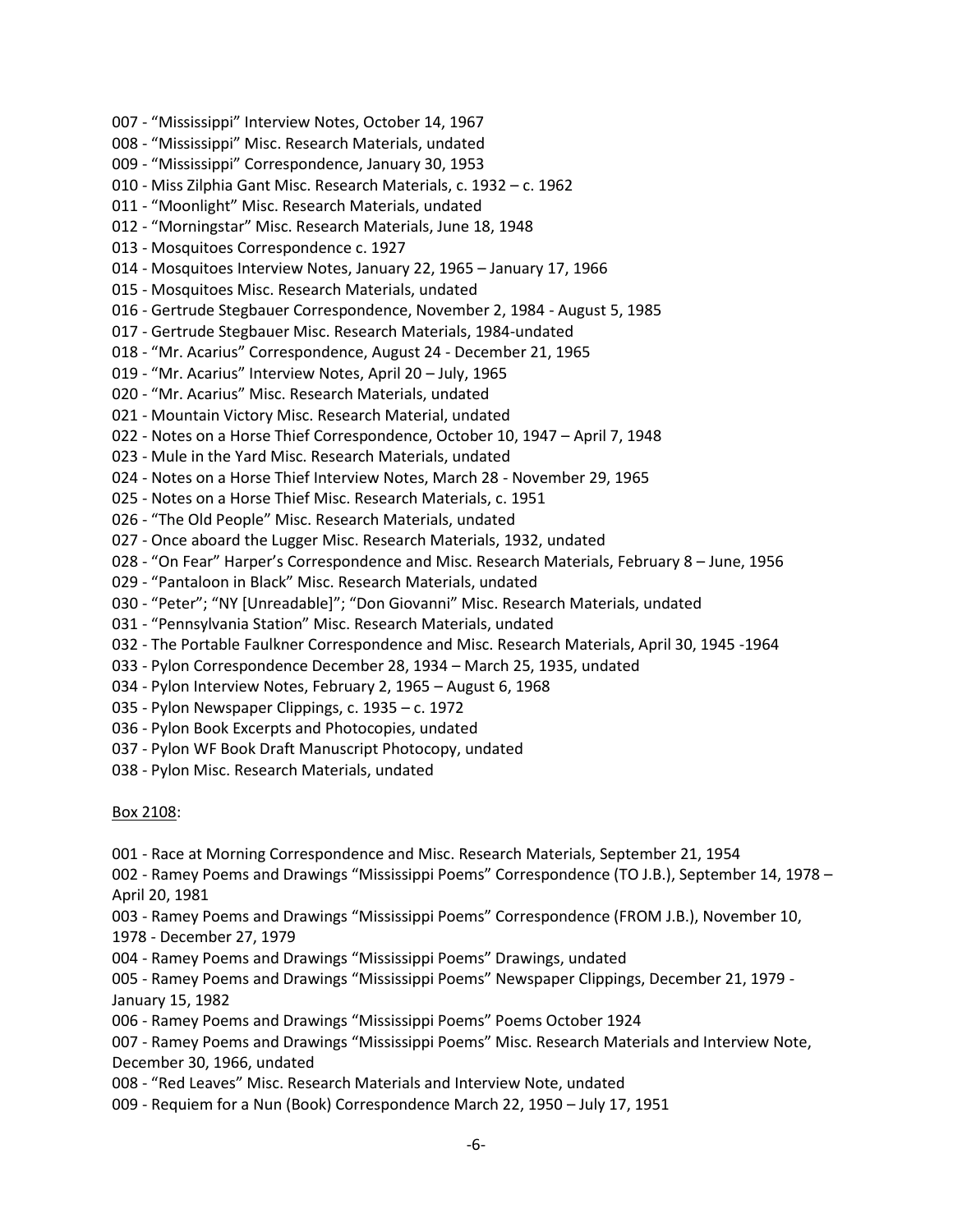007 - “Mississippi” Interview Notes, October 14, 1967

008 - “Mississippi” Misc. Research Materials, undated

009 - “Mississippi” Correspondence, January 30, 1953

010 - Miss Zilphia Gant Misc. Research Materials, c. 1932 – c. 1962

011 - “Moonlight” Misc. Research Materials, undated

012 - “Morningstar” Misc. Research Materials, June 18, 1948

013 - Mosquitoes Correspondence c. 1927

014 - Mosquitoes Interview Notes, January 22, 1965 – January 17, 1966

015 - Mosquitoes Misc. Research Materials, undated

016 - Gertrude Stegbauer Correspondence, November 2, 1984 - August 5, 1985

017 - Gertrude Stegbauer Misc. Research Materials, 1984-undated

018 - “Mr. Acarius” Correspondence, August 24 - December 21, 1965

019 - “Mr. Acarius” Interview Notes, April 20 – July, 1965

020 - “Mr. Acarius” Misc. Research Materials, undated

021 - Mountain Victory Misc. Research Material, undated

022 - Notes on a Horse Thief Correspondence, October 10, 1947 – April 7, 1948

023 - Mule in the Yard Misc. Research Materials, undated

024 - Notes on a Horse Thief Interview Notes, March 28 - November 29, 1965

025 - Notes on a Horse Thief Misc. Research Materials, c. 1951

026 - “The Old People” Misc. Research Materials, undated

027 - Once aboard the Lugger Misc. Research Materials, 1932, undated

028 - “On Fear” Harper’s Correspondence and Misc. Research Materials, February 8 – June, 1956

029 - “Pantaloon in Black” Misc. Research Materials, undated

030 - “Peter”; “NY [Unreadable]”; “Don Giovanni” Misc. Research Materials, undated

031 - “Pennsylvania Station” Misc. Research Materials, undated

032 - The Portable Faulkner Correspondence and Misc. Research Materials, April 30, 1945 -1964

033 - Pylon Correspondence December 28, 1934 – March 25, 1935, undated

034 - Pylon Interview Notes, February 2, 1965 – August 6, 1968

035 - Pylon Newspaper Clippings, c. 1935 – c. 1972

036 - Pylon Book Excerpts and Photocopies, undated

037 - Pylon WF Book Draft Manuscript Photocopy, undated

038 - Pylon Misc. Research Materials, undated

Box 2108:

001 - Race at Morning Correspondence and Misc. Research Materials, September 21, 1954

002 - Ramey Poems and Drawings “Mississippi Poems” Correspondence (TO J.B.), September 14, 1978 – April 20, 1981

003 - Ramey Poems and Drawings “Mississippi Poems” Correspondence (FROM J.B.), November 10, 1978 - December 27, 1979

004 - Ramey Poems and Drawings “Mississippi Poems” Drawings, undated

005 - Ramey Poems and Drawings “Mississippi Poems” Newspaper Clippings, December 21, 1979 - January 15, 1982

006 - Ramey Poems and Drawings “Mississippi Poems” Poems October 1924

007 - Ramey Poems and Drawings “Mississippi Poems” Misc. Research Materials and Interview Note, December 30, 1966, undated

008 - “Red Leaves” Misc. Research Materials and Interview Note, undated

009 - Requiem for a Nun (Book) Correspondence March 22, 1950 – July 17, 1951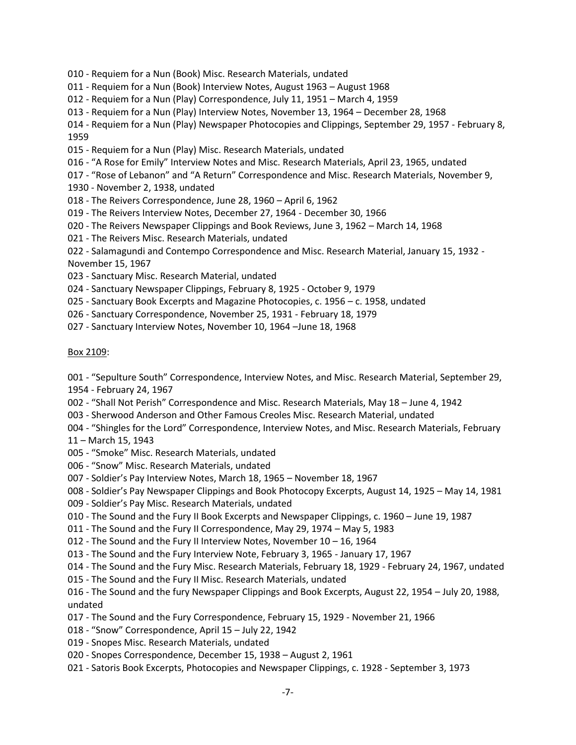010 - Requiem for a Nun (Book) Misc. Research Materials, undated

011 - Requiem for a Nun (Book) Interview Notes, August 1963 – August 1968

012 - Requiem for a Nun (Play) Correspondence, July 11, 1951 – March 4, 1959

013 - Requiem for a Nun (Play) Interview Notes, November 13, 1964 – December 28, 1968

014 - Requiem for a Nun (Play) Newspaper Photocopies and Clippings, September 29, 1957 - February 8, 1959

015 - Requiem for a Nun (Play) Misc. Research Materials, undated

016 - "A Rose for Emily" Interview Notes and Misc. Research Materials, April 23, 1965, undated

017 - "Rose of Lebanon" and "A Return" Correspondence and Misc. Research Materials, November 9, 1930 - November 2, 1938, undated

018 - The Reivers Correspondence, June 28, 1960 – April 6, 1962

019 - The Reivers Interview Notes, December 27, 1964 - December 30, 1966

020 - The Reivers Newspaper Clippings and Book Reviews, June 3, 1962 – March 14, 1968

021 - The Reivers Misc. Research Materials, undated

022 - Salamagundi and Contempo Correspondence and Misc. Research Material, January 15, 1932 - November 15, 1967

023 - Sanctuary Misc. Research Material, undated

024 - Sanctuary Newspaper Clippings, February 8, 1925 - October 9, 1979

025 - Sanctuary Book Excerpts and Magazine Photocopies, c. 1956 – c. 1958, undated

026 - Sanctuary Correspondence, November 25, 1931 - February 18, 1979

027 - Sanctuary Interview Notes, November 10, 1964 –June 18, 1968

Box 2109:

001 - "Sepulture South" Correspondence, Interview Notes, and Misc. Research Material, September 29, 1954 - February 24, 1967

002 - "Shall Not Perish" Correspondence and Misc. Research Materials, May 18 – June 4, 1942

003 - Sherwood Anderson and Other Famous Creoles Misc. Research Material, undated

004 - "Shingles for the Lord" Correspondence, Interview Notes, and Misc. Research Materials, February 11 – March 15, 1943

005 - "Smoke" Misc. Research Materials, undated

006 - "Snow" Misc. Research Materials, undated

007 - Soldier's Pay Interview Notes, March 18, 1965 – November 18, 1967

008 - Soldier's Pay Newspaper Clippings and Book Photocopy Excerpts, August 14, 1925 – May 14, 1981

009 - Soldier's Pay Misc. Research Materials, undated

010 - The Sound and the Fury II Book Excerpts and Newspaper Clippings, c. 1960 – June 19, 1987

011 - The Sound and the Fury II Correspondence, May 29, 1974 – May 5, 1983

012 - The Sound and the Fury II Interview Notes, November 10 – 16, 1964

013 - The Sound and the Fury Interview Note, February 3, 1965 - January 17, 1967

014 - The Sound and the Fury Misc. Research Materials, February 18, 1929 - February 24, 1967, undated

015 - The Sound and the Fury II Misc. Research Materials, undated

016 - The Sound and the fury Newspaper Clippings and Book Excerpts, August 22, 1954 – July 20, 1988, undated

017 - The Sound and the Fury Correspondence, February 15, 1929 - November 21, 1966

018 - "Snow" Correspondence, April 15 – July 22, 1942

019 - Snopes Misc. Research Materials, undated

020 - Snopes Correspondence, December 15, 1938 – August 2, 1961

021 - Satoris Book Excerpts, Photocopies and Newspaper Clippings, c. 1928 - September 3, 1973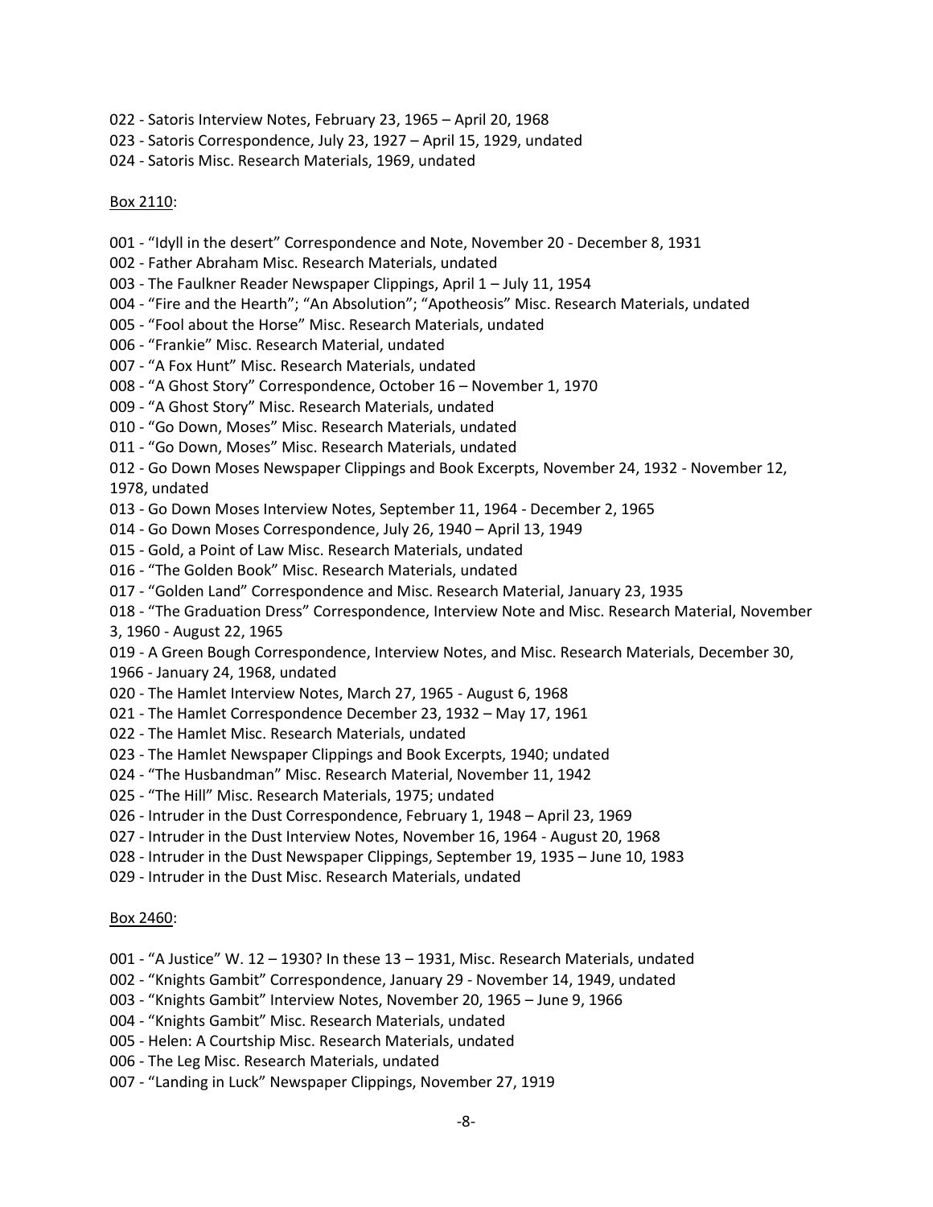022 - Satoris Interview Notes, February 23, 1965 – April 20, 1968
023 - Satoris Correspondence, July 23, 1927 – April 15, 1929, undated
024 - Satoris Misc. Research Materials, 1969, undated

<u>Box 2110</u>:

001 - "Idyll in the desert" Correspondence and Note, November 20 - December 8, 1931
002 - Father Abraham Misc. Research Materials, undated
003 - The Faulkner Reader Newspaper Clippings, April 1 – July 11, 1954
004 - "Fire and the Hearth"; "An Absolution"; "Apotheosis" Misc. Research Materials, undated
005 - "Fool about the Horse" Misc. Research Materials, undated
006 - "Frankie" Misc. Research Material, undated
007 - "A Fox Hunt" Misc. Research Materials, undated
008 - "A Ghost Story" Correspondence, October 16 – November 1, 1970
009 - "A Ghost Story" Misc. Research Materials, undated
010 - "Go Down, Moses" Misc. Research Materials, undated
011 - "Go Down, Moses" Misc. Research Materials, undated
012 - Go Down Moses Newspaper Clippings and Book Excerpts, November 24, 1932 - November 12, 1978, undated
013 - Go Down Moses Interview Notes, September 11, 1964 - December 2, 1965
014 - Go Down Moses Correspondence, July 26, 1940 – April 13, 1949
015 - Gold, a Point of Law Misc. Research Materials, undated
016 - "The Golden Book" Misc. Research Materials, undated
017 - "Golden Land" Correspondence and Misc. Research Material, January 23, 1935
018 - "The Graduation Dress" Correspondence, Interview Note and Misc. Research Material, November 3, 1960 - August 22, 1965
019 - A Green Bough Correspondence, Interview Notes, and Misc. Research Materials, December 30, 1966 - January 24, 1968, undated
020 - The Hamlet Interview Notes, March 27, 1965 - August 6, 1968
021 - The Hamlet Correspondence December 23, 1932 – May 17, 1961
022 - The Hamlet Misc. Research Materials, undated
023 - The Hamlet Newspaper Clippings and Book Excerpts, 1940; undated
024 - "The Husbandman" Misc. Research Material, November 11, 1942
025 - "The Hill" Misc. Research Materials, 1975; undated
026 - Intruder in the Dust Correspondence, February 1, 1948 – April 23, 1969
027 - Intruder in the Dust Interview Notes, November 16, 1964 - August 20, 1968
028 - Intruder in the Dust Newspaper Clippings, September 19, 1935 – June 10, 1983
029 - Intruder in the Dust Misc. Research Materials, undated

<u>Box 2460</u>:

001 - "A Justice" W. 12 – 1930? In these 13 – 1931, Misc. Research Materials, undated
002 - "Knights Gambit" Correspondence, January 29 - November 14, 1949, undated
003 - "Knights Gambit" Interview Notes, November 20, 1965 – June 9, 1966
004 - "Knights Gambit" Misc. Research Materials, undated
005 - Helen: A Courtship Misc. Research Materials, undated
006 - The Leg Misc. Research Materials, undated
007 - "Landing in Luck" Newspaper Clippings, November 27, 1919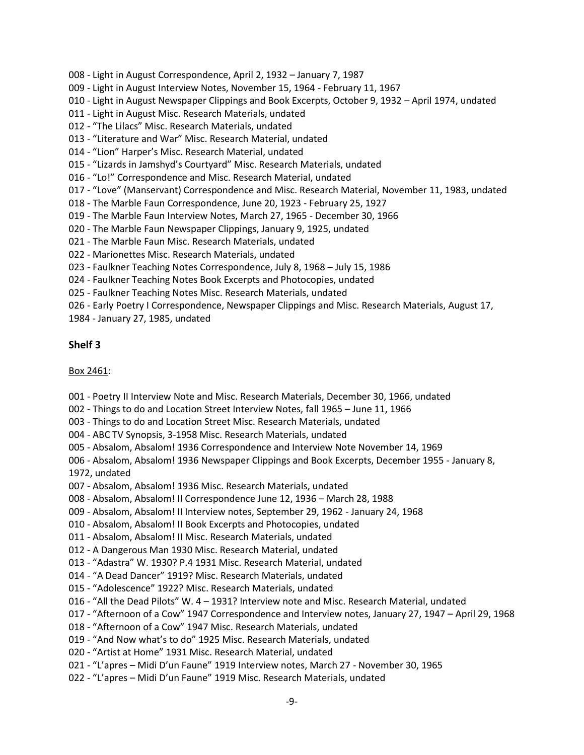008 - Light in August Correspondence, April 2, 1932 – January 7, 1987
009 - Light in August Interview Notes, November 15, 1964 - February 11, 1967
010 - Light in August Newspaper Clippings and Book Excerpts, October 9, 1932 – April 1974, undated
011 - Light in August Misc. Research Materials, undated
012 - "The Lilacs" Misc. Research Materials, undated
013 - "Literature and War" Misc. Research Material, undated
014 - "Lion" Harper's Misc. Research Material, undated
015 - "Lizards in Jamshyd's Courtyard" Misc. Research Materials, undated
016 - "Lo!" Correspondence and Misc. Research Material, undated
017 - "Love" (Manservant) Correspondence and Misc. Research Material, November 11, 1983, undated
018 - The Marble Faun Correspondence, June 20, 1923 - February 25, 1927
019 - The Marble Faun Interview Notes, March 27, 1965 - December 30, 1966
020 - The Marble Faun Newspaper Clippings, January 9, 1925, undated
021 - The Marble Faun Misc. Research Materials, undated
022 - Marionettes Misc. Research Materials, undated
023 - Faulkner Teaching Notes Correspondence, July 8, 1968 – July 15, 1986
024 - Faulkner Teaching Notes Book Excerpts and Photocopies, undated
025 - Faulkner Teaching Notes Misc. Research Materials, undated
026 - Early Poetry I Correspondence, Newspaper Clippings and Misc. Research Materials, August 17, 1984 - January 27, 1985, undated

## Shelf 3

Box 2461:

001 - Poetry II Interview Note and Misc. Research Materials, December 30, 1966, undated
002 - Things to do and Location Street Interview Notes, fall 1965 – June 11, 1966
003 - Things to do and Location Street Misc. Research Materials, undated
004 - ABC TV Synopsis, 3-1958 Misc. Research Materials, undated
005 - Absalom, Absalom! 1936 Correspondence and Interview Note November 14, 1969
006 - Absalom, Absalom! 1936 Newspaper Clippings and Book Excerpts, December 1955 - January 8, 1972, undated
007 - Absalom, Absalom! 1936 Misc. Research Materials, undated
008 - Absalom, Absalom! II Correspondence June 12, 1936 – March 28, 1988
009 - Absalom, Absalom! II Interview notes, September 29, 1962 - January 24, 1968
010 - Absalom, Absalom! II Book Excerpts and Photocopies, undated
011 - Absalom, Absalom! II Misc. Research Materials, undated
012 - A Dangerous Man 1930 Misc. Research Material, undated
013 - "Adastra" W. 1930? P.4 1931 Misc. Research Material, undated
014 - "A Dead Dancer" 1919? Misc. Research Materials, undated
015 - "Adolescence" 1922? Misc. Research Materials, undated
016 - "All the Dead Pilots" W. 4 – 1931? Interview note and Misc. Research Material, undated
017 - "Afternoon of a Cow" 1947 Correspondence and Interview notes, January 27, 1947 – April 29, 1968
018 - "Afternoon of a Cow" 1947 Misc. Research Materials, undated
019 - "And Now what's to do" 1925 Misc. Research Materials, undated
020 - "Artist at Home" 1931 Misc. Research Material, undated
021 - "L'apres – Midi D'un Faune" 1919 Interview notes, March 27 - November 30, 1965
022 - "L'apres – Midi D'un Faune" 1919 Misc. Research Materials, undated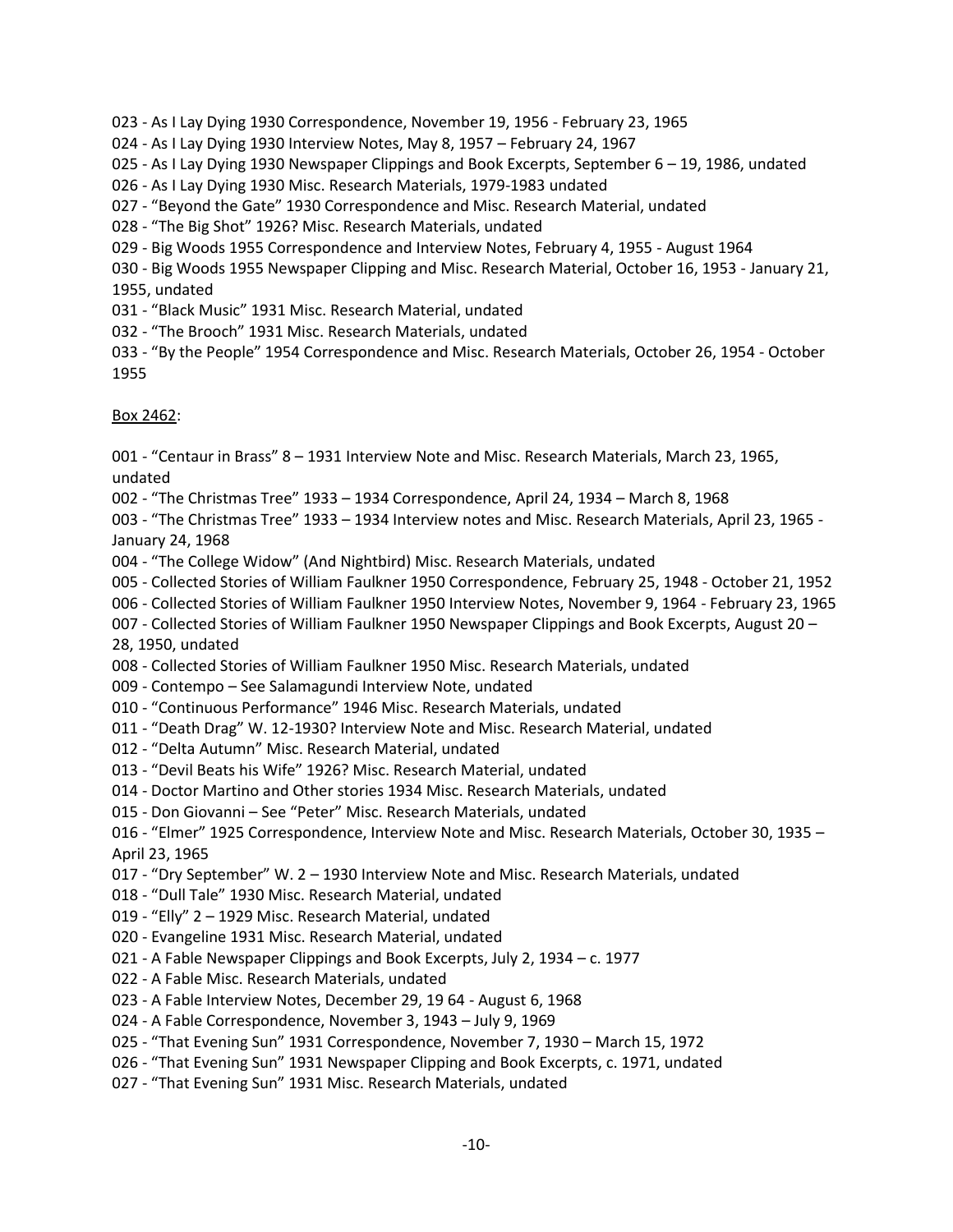023 - As I Lay Dying 1930 Correspondence, November 19, 1956 - February 23, 1965

024 - As I Lay Dying 1930 Interview Notes, May 8, 1957 – February 24, 1967

025 - As I Lay Dying 1930 Newspaper Clippings and Book Excerpts, September 6 – 19, 1986, undated

026 - As I Lay Dying 1930 Misc. Research Materials, 1979-1983 undated

027 - "Beyond the Gate" 1930 Correspondence and Misc. Research Material, undated

028 - "The Big Shot" 1926? Misc. Research Materials, undated

029 - Big Woods 1955 Correspondence and Interview Notes, February 4, 1955 - August 1964

030 - Big Woods 1955 Newspaper Clipping and Misc. Research Material, October 16, 1953 - January 21, 1955, undated

031 - "Black Music" 1931 Misc. Research Material, undated

032 - "The Brooch" 1931 Misc. Research Materials, undated

033 - "By the People" 1954 Correspondence and Misc. Research Materials, October 26, 1954 - October 1955

<u>Box 2462</u>:

001 - "Centaur in Brass" 8 – 1931 Interview Note and Misc. Research Materials, March 23, 1965, undated

002 - "The Christmas Tree" 1933 – 1934 Correspondence, April 24, 1934 – March 8, 1968

003 - "The Christmas Tree" 1933 – 1934 Interview notes and Misc. Research Materials, April 23, 1965 - January 24, 1968

004 - "The College Widow" (And Nightbird) Misc. Research Materials, undated

005 - Collected Stories of William Faulkner 1950 Correspondence, February 25, 1948 - October 21, 1952

006 - Collected Stories of William Faulkner 1950 Interview Notes, November 9, 1964 - February 23, 1965

007 - Collected Stories of William Faulkner 1950 Newspaper Clippings and Book Excerpts, August 20 – 28, 1950, undated

008 - Collected Stories of William Faulkner 1950 Misc. Research Materials, undated

009 - Contempo – See Salamagundi Interview Note, undated

010 - "Continuous Performance" 1946 Misc. Research Materials, undated

011 - "Death Drag" W. 12-1930? Interview Note and Misc. Research Material, undated

012 - "Delta Autumn" Misc. Research Material, undated

013 - "Devil Beats his Wife" 1926? Misc. Research Material, undated

014 - Doctor Martino and Other stories 1934 Misc. Research Materials, undated

015 - Don Giovanni – See "Peter" Misc. Research Materials, undated

016 - "Elmer" 1925 Correspondence, Interview Note and Misc. Research Materials, October 30, 1935 – April 23, 1965

017 - "Dry September" W. 2 – 1930 Interview Note and Misc. Research Materials, undated

018 - "Dull Tale" 1930 Misc. Research Material, undated

019 - "Elly" 2 – 1929 Misc. Research Material, undated

020 - Evangeline 1931 Misc. Research Material, undated

021 - A Fable Newspaper Clippings and Book Excerpts, July 2, 1934 – c. 1977

022 - A Fable Misc. Research Materials, undated

023 - A Fable Interview Notes, December 29, 19 64 - August 6, 1968

024 - A Fable Correspondence, November 3, 1943 – July 9, 1969

025 - "That Evening Sun" 1931 Correspondence, November 7, 1930 – March 15, 1972

026 - "That Evening Sun" 1931 Newspaper Clipping and Book Excerpts, c. 1971, undated

027 - "That Evening Sun" 1931 Misc. Research Materials, undated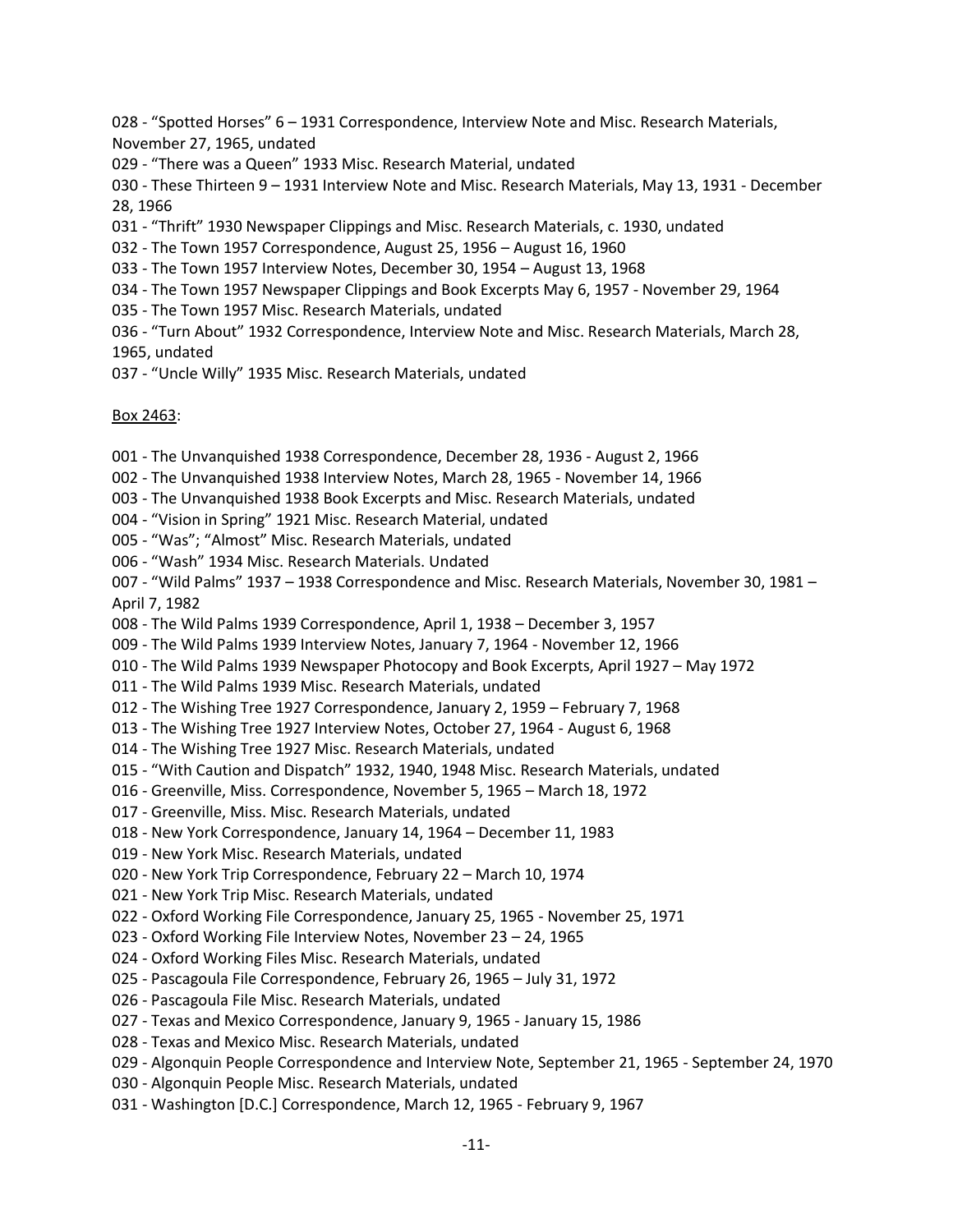028 - “Spotted Horses” 6 – 1931 Correspondence, Interview Note and Misc. Research Materials, November 27, 1965, undated

029 - “There was a Queen” 1933 Misc. Research Material, undated

030 - These Thirteen 9 – 1931 Interview Note and Misc. Research Materials, May 13, 1931 - December 28, 1966

031 - “Thrift” 1930 Newspaper Clippings and Misc. Research Materials, c. 1930, undated

032 - The Town 1957 Correspondence, August 25, 1956 – August 16, 1960

033 - The Town 1957 Interview Notes, December 30, 1954 – August 13, 1968

034 - The Town 1957 Newspaper Clippings and Book Excerpts May 6, 1957 - November 29, 1964

035 - The Town 1957 Misc. Research Materials, undated

036 - “Turn About” 1932 Correspondence, Interview Note and Misc. Research Materials, March 28, 1965, undated

037 - “Uncle Willy” 1935 Misc. Research Materials, undated

<u>Box 2463</u>:

001 - The Unvanquished 1938 Correspondence, December 28, 1936 - August 2, 1966

002 - The Unvanquished 1938 Interview Notes, March 28, 1965 - November 14, 1966

003 - The Unvanquished 1938 Book Excerpts and Misc. Research Materials, undated

004 - “Vision in Spring” 1921 Misc. Research Material, undated

005 - “Was”; “Almost” Misc. Research Materials, undated

006 - “Wash” 1934 Misc. Research Materials. Undated

007 - “Wild Palms” 1937 – 1938 Correspondence and Misc. Research Materials, November 30, 1981 – April 7, 1982

008 - The Wild Palms 1939 Correspondence, April 1, 1938 – December 3, 1957

009 - The Wild Palms 1939 Interview Notes, January 7, 1964 - November 12, 1966

010 - The Wild Palms 1939 Newspaper Photocopy and Book Excerpts, April 1927 – May 1972

011 - The Wild Palms 1939 Misc. Research Materials, undated

012 - The Wishing Tree 1927 Correspondence, January 2, 1959 – February 7, 1968

013 - The Wishing Tree 1927 Interview Notes, October 27, 1964 - August 6, 1968

014 - The Wishing Tree 1927 Misc. Research Materials, undated

015 - “With Caution and Dispatch” 1932, 1940, 1948 Misc. Research Materials, undated

016 - Greenville, Miss. Correspondence, November 5, 1965 – March 18, 1972

017 - Greenville, Miss. Misc. Research Materials, undated

018 - New York Correspondence, January 14, 1964 – December 11, 1983

019 - New York Misc. Research Materials, undated

020 - New York Trip Correspondence, February 22 – March 10, 1974

021 - New York Trip Misc. Research Materials, undated

022 - Oxford Working File Correspondence, January 25, 1965 - November 25, 1971

023 - Oxford Working File Interview Notes, November 23 – 24, 1965

024 - Oxford Working Files Misc. Research Materials, undated

025 - Pascagoula File Correspondence, February 26, 1965 – July 31, 1972

026 - Pascagoula File Misc. Research Materials, undated

027 - Texas and Mexico Correspondence, January 9, 1965 - January 15, 1986

028 - Texas and Mexico Misc. Research Materials, undated

029 - Algonquin People Correspondence and Interview Note, September 21, 1965 - September 24, 1970

030 - Algonquin People Misc. Research Materials, undated

031 - Washington [D.C.] Correspondence, March 12, 1965 - February 9, 1967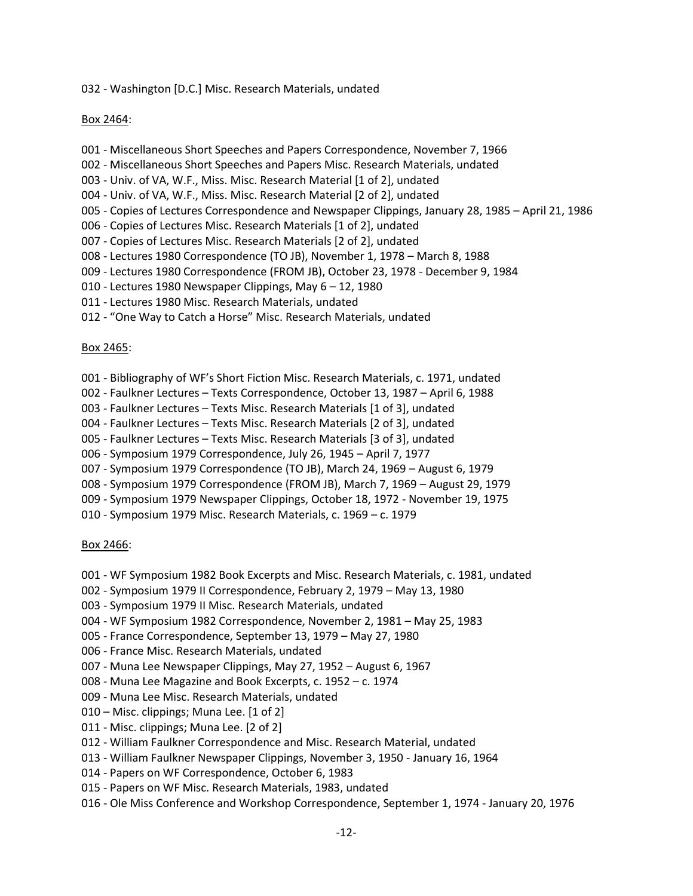032 - Washington [D.C.] Misc. Research Materials, undated

<u>Box 2464</u>:

001 - Miscellaneous Short Speeches and Papers Correspondence, November 7, 1966
002 - Miscellaneous Short Speeches and Papers Misc. Research Materials, undated
003 - Univ. of VA, W.F., Miss. Misc. Research Material [1 of 2], undated
004 - Univ. of VA, W.F., Miss. Misc. Research Material [2 of 2], undated
005 - Copies of Lectures Correspondence and Newspaper Clippings, January 28, 1985 – April 21, 1986
006 - Copies of Lectures Misc. Research Materials [1 of 2], undated
007 - Copies of Lectures Misc. Research Materials [2 of 2], undated
008 - Lectures 1980 Correspondence (TO JB), November 1, 1978 – March 8, 1988
009 - Lectures 1980 Correspondence (FROM JB), October 23, 1978 - December 9, 1984
010 - Lectures 1980 Newspaper Clippings, May 6 – 12, 1980
011 - Lectures 1980 Misc. Research Materials, undated
012 - "One Way to Catch a Horse" Misc. Research Materials, undated

<u>Box 2465</u>:

001 - Bibliography of WF's Short Fiction Misc. Research Materials, c. 1971, undated
002 - Faulkner Lectures – Texts Correspondence, October 13, 1987 – April 6, 1988
003 - Faulkner Lectures – Texts Misc. Research Materials [1 of 3], undated
004 - Faulkner Lectures – Texts Misc. Research Materials [2 of 3], undated
005 - Faulkner Lectures – Texts Misc. Research Materials [3 of 3], undated
006 - Symposium 1979 Correspondence, July 26, 1945 – April 7, 1977
007 - Symposium 1979 Correspondence (TO JB), March 24, 1969 – August 6, 1979
008 - Symposium 1979 Correspondence (FROM JB), March 7, 1969 – August 29, 1979
009 - Symposium 1979 Newspaper Clippings, October 18, 1972 - November 19, 1975
010 - Symposium 1979 Misc. Research Materials, c. 1969 – c. 1979

<u>Box 2466</u>:

001 - WF Symposium 1982 Book Excerpts and Misc. Research Materials, c. 1981, undated
002 - Symposium 1979 II Correspondence, February 2, 1979 – May 13, 1980
003 - Symposium 1979 II Misc. Research Materials, undated
004 - WF Symposium 1982 Correspondence, November 2, 1981 – May 25, 1983
005 - France Correspondence, September 13, 1979 – May 27, 1980
006 - France Misc. Research Materials, undated
007 - Muna Lee Newspaper Clippings, May 27, 1952 – August 6, 1967
008 - Muna Lee Magazine and Book Excerpts, c. 1952 – c. 1974
009 - Muna Lee Misc. Research Materials, undated
010 – Misc. clippings; Muna Lee. [1 of 2]
011 - Misc. clippings; Muna Lee. [2 of 2]
012 - William Faulkner Correspondence and Misc. Research Material, undated
013 - William Faulkner Newspaper Clippings, November 3, 1950 - January 16, 1964
014 - Papers on WF Correspondence, October 6, 1983
015 - Papers on WF Misc. Research Materials, 1983, undated
016 - Ole Miss Conference and Workshop Correspondence, September 1, 1974 - January 20, 1976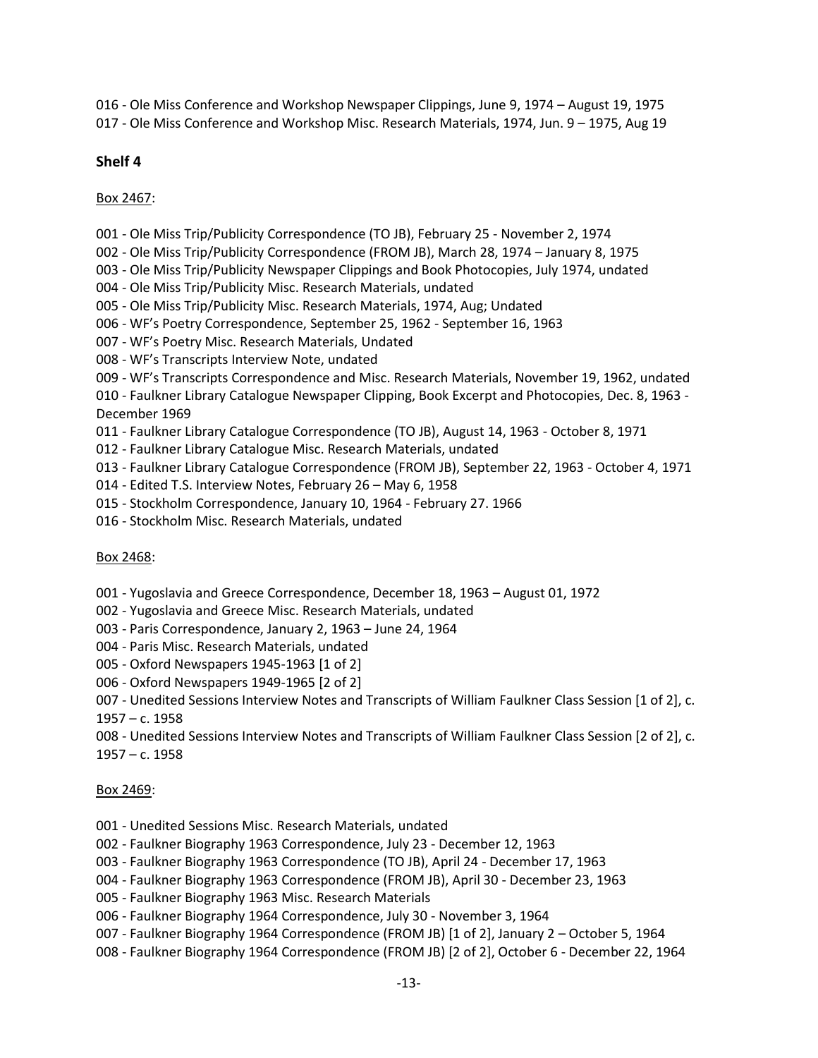016 - Ole Miss Conference and Workshop Newspaper Clippings, June 9, 1974 – August 19, 1975
017 - Ole Miss Conference and Workshop Misc. Research Materials, 1974, Jun. 9 – 1975, Aug 19

## Shelf 4

Box 2467:

001 - Ole Miss Trip/Publicity Correspondence (TO JB), February 25 - November 2, 1974
002 - Ole Miss Trip/Publicity Correspondence (FROM JB), March 28, 1974 – January 8, 1975
003 - Ole Miss Trip/Publicity Newspaper Clippings and Book Photocopies, July 1974, undated
004 - Ole Miss Trip/Publicity Misc. Research Materials, undated
005 - Ole Miss Trip/Publicity Misc. Research Materials, 1974, Aug; Undated
006 - WF's Poetry Correspondence, September 25, 1962 - September 16, 1963
007 - WF's Poetry Misc. Research Materials, Undated
008 - WF's Transcripts Interview Note, undated
009 - WF's Transcripts Correspondence and Misc. Research Materials, November 19, 1962, undated
010 - Faulkner Library Catalogue Newspaper Clipping, Book Excerpt and Photocopies, Dec. 8, 1963 - December 1969
011 - Faulkner Library Catalogue Correspondence (TO JB), August 14, 1963 - October 8, 1971
012 - Faulkner Library Catalogue Misc. Research Materials, undated
013 - Faulkner Library Catalogue Correspondence (FROM JB), September 22, 1963 - October 4, 1971
014 - Edited T.S. Interview Notes, February 26 – May 6, 1958
015 - Stockholm Correspondence, January 10, 1964 - February 27. 1966
016 - Stockholm Misc. Research Materials, undated

Box 2468:

001 - Yugoslavia and Greece Correspondence, December 18, 1963 – August 01, 1972
002 - Yugoslavia and Greece Misc. Research Materials, undated
003 - Paris Correspondence, January 2, 1963 – June 24, 1964
004 - Paris Misc. Research Materials, undated
005 - Oxford Newspapers 1945-1963 [1 of 2]
006 - Oxford Newspapers 1949-1965 [2 of 2]
007 - Unedited Sessions Interview Notes and Transcripts of William Faulkner Class Session [1 of 2], c. 1957 – c. 1958
008 - Unedited Sessions Interview Notes and Transcripts of William Faulkner Class Session [2 of 2], c. 1957 – c. 1958

Box 2469:

001 - Unedited Sessions Misc. Research Materials, undated
002 - Faulkner Biography 1963 Correspondence, July 23 - December 12, 1963
003 - Faulkner Biography 1963 Correspondence (TO JB), April 24 - December 17, 1963
004 - Faulkner Biography 1963 Correspondence (FROM JB), April 30 - December 23, 1963
005 - Faulkner Biography 1963 Misc. Research Materials
006 - Faulkner Biography 1964 Correspondence, July 30 - November 3, 1964
007 - Faulkner Biography 1964 Correspondence (FROM JB) [1 of 2], January 2 – October 5, 1964
008 - Faulkner Biography 1964 Correspondence (FROM JB) [2 of 2], October 6 - December 22, 1964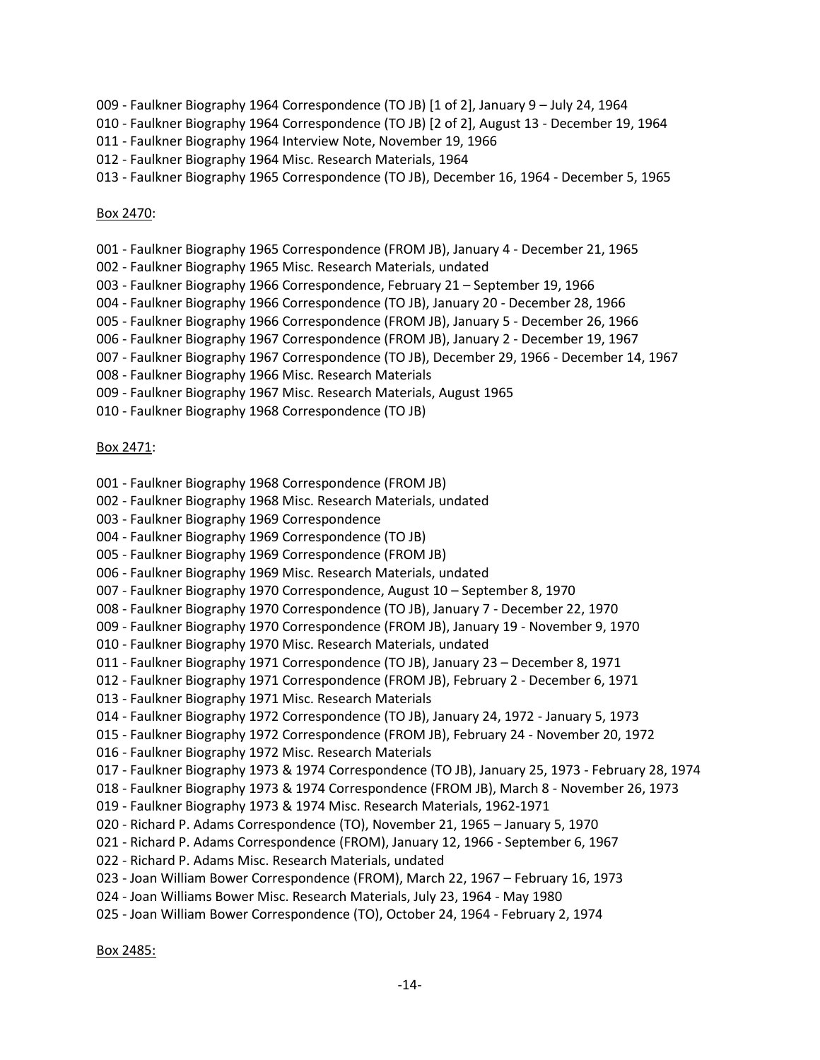009 - Faulkner Biography 1964 Correspondence (TO JB) [1 of 2], January 9 – July 24, 1964
010 - Faulkner Biography 1964 Correspondence (TO JB) [2 of 2], August 13 - December 19, 1964
011 - Faulkner Biography 1964 Interview Note, November 19, 1966
012 - Faulkner Biography 1964 Misc. Research Materials, 1964
013 - Faulkner Biography 1965 Correspondence (TO JB), December 16, 1964 - December 5, 1965

Box 2470:

001 - Faulkner Biography 1965 Correspondence (FROM JB), January 4 - December 21, 1965
002 - Faulkner Biography 1965 Misc. Research Materials, undated
003 - Faulkner Biography 1966 Correspondence, February 21 – September 19, 1966
004 - Faulkner Biography 1966 Correspondence (TO JB), January 20 - December 28, 1966
005 - Faulkner Biography 1966 Correspondence (FROM JB), January 5 - December 26, 1966
006 - Faulkner Biography 1967 Correspondence (FROM JB), January 2 - December 19, 1967
007 - Faulkner Biography 1967 Correspondence (TO JB), December 29, 1966 - December 14, 1967
008 - Faulkner Biography 1966 Misc. Research Materials
009 - Faulkner Biography 1967 Misc. Research Materials, August 1965
010 - Faulkner Biography 1968 Correspondence (TO JB)

Box 2471:

001 - Faulkner Biography 1968 Correspondence (FROM JB)
002 - Faulkner Biography 1968 Misc. Research Materials, undated
003 - Faulkner Biography 1969 Correspondence
004 - Faulkner Biography 1969 Correspondence (TO JB)
005 - Faulkner Biography 1969 Correspondence (FROM JB)
006 - Faulkner Biography 1969 Misc. Research Materials, undated
007 - Faulkner Biography 1970 Correspondence, August 10 – September 8, 1970
008 - Faulkner Biography 1970 Correspondence (TO JB), January 7 - December 22, 1970
009 - Faulkner Biography 1970 Correspondence (FROM JB), January 19 - November 9, 1970
010 - Faulkner Biography 1970 Misc. Research Materials, undated
011 - Faulkner Biography 1971 Correspondence (TO JB), January 23 – December 8, 1971
012 - Faulkner Biography 1971 Correspondence (FROM JB), February 2 - December 6, 1971
013 - Faulkner Biography 1971 Misc. Research Materials
014 - Faulkner Biography 1972 Correspondence (TO JB), January 24, 1972 - January 5, 1973
015 - Faulkner Biography 1972 Correspondence (FROM JB), February 24 - November 20, 1972
016 - Faulkner Biography 1972 Misc. Research Materials
017 - Faulkner Biography 1973 & 1974 Correspondence (TO JB), January 25, 1973 - February 28, 1974
018 - Faulkner Biography 1973 & 1974 Correspondence (FROM JB), March 8 - November 26, 1973
019 - Faulkner Biography 1973 & 1974 Misc. Research Materials, 1962-1971
020 - Richard P. Adams Correspondence (TO), November 21, 1965 – January 5, 1970
021 - Richard P. Adams Correspondence (FROM), January 12, 1966 - September 6, 1967
022 - Richard P. Adams Misc. Research Materials, undated
023 - Joan William Bower Correspondence (FROM), March 22, 1967 – February 16, 1973
024 - Joan Williams Bower Misc. Research Materials, July 23, 1964 - May 1980
025 - Joan William Bower Correspondence (TO), October 24, 1964 - February 2, 1974

Box 2485: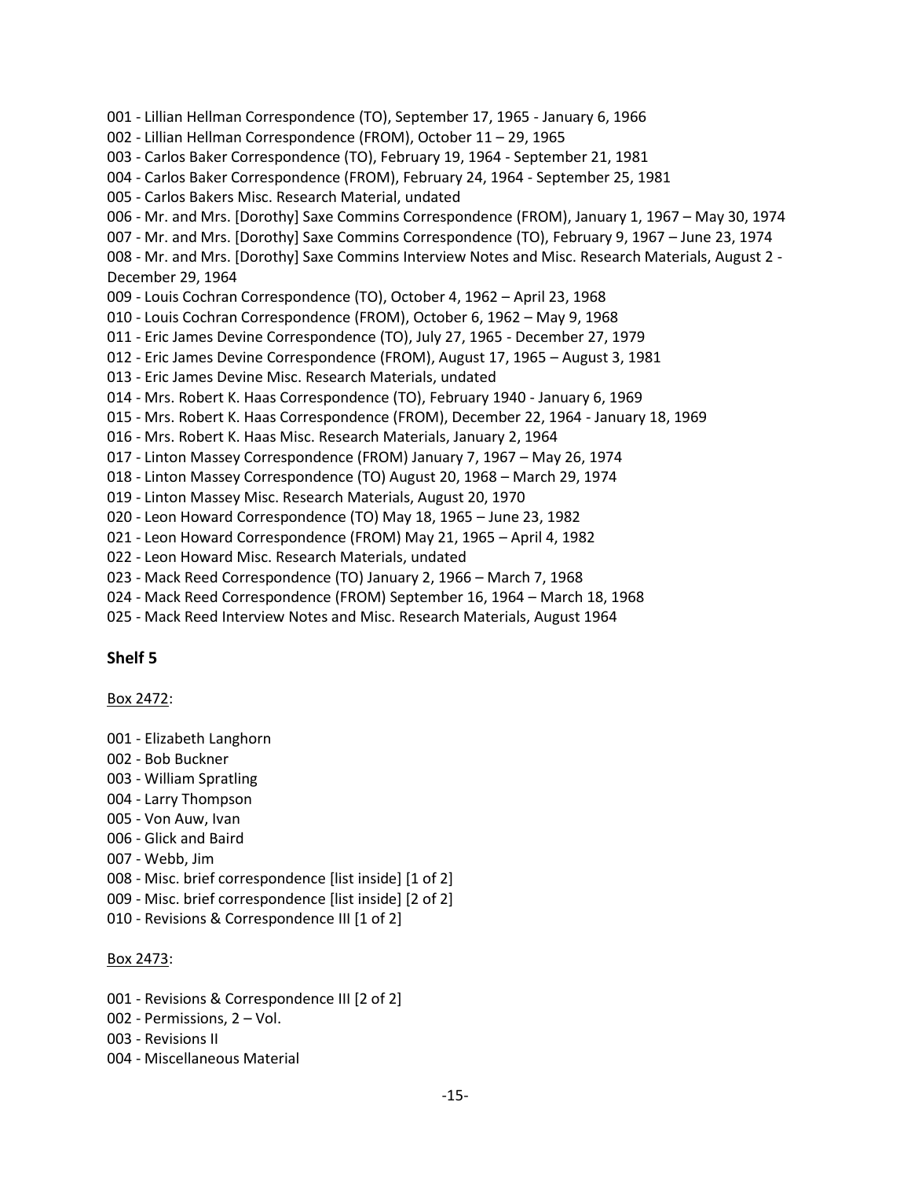001 - Lillian Hellman Correspondence (TO), September 17, 1965 - January 6, 1966
002 - Lillian Hellman Correspondence (FROM), October 11 – 29, 1965
003 - Carlos Baker Correspondence (TO), February 19, 1964 - September 21, 1981
004 - Carlos Baker Correspondence (FROM), February 24, 1964 - September 25, 1981
005 - Carlos Bakers Misc. Research Material, undated
006 - Mr. and Mrs. [Dorothy] Saxe Commins Correspondence (FROM), January 1, 1967 – May 30, 1974
007 - Mr. and Mrs. [Dorothy] Saxe Commins Correspondence (TO), February 9, 1967 – June 23, 1974
008 - Mr. and Mrs. [Dorothy] Saxe Commins Interview Notes and Misc. Research Materials, August 2 - December 29, 1964
009 - Louis Cochran Correspondence (TO), October 4, 1962 – April 23, 1968
010 - Louis Cochran Correspondence (FROM), October 6, 1962 – May 9, 1968
011 - Eric James Devine Correspondence (TO), July 27, 1965 - December 27, 1979
012 - Eric James Devine Correspondence (FROM), August 17, 1965 – August 3, 1981
013 - Eric James Devine Misc. Research Materials, undated
014 - Mrs. Robert K. Haas Correspondence (TO), February 1940 - January 6, 1969
015 - Mrs. Robert K. Haas Correspondence (FROM), December 22, 1964 - January 18, 1969
016 - Mrs. Robert K. Haas Misc. Research Materials, January 2, 1964
017 - Linton Massey Correspondence (FROM) January 7, 1967 – May 26, 1974
018 - Linton Massey Correspondence (TO) August 20, 1968 – March 29, 1974
019 - Linton Massey Misc. Research Materials, August 20, 1970
020 - Leon Howard Correspondence (TO) May 18, 1965 – June 23, 1982
021 - Leon Howard Correspondence (FROM) May 21, 1965 – April 4, 1982
022 - Leon Howard Misc. Research Materials, undated
023 - Mack Reed Correspondence (TO) January 2, 1966 – March 7, 1968
024 - Mack Reed Correspondence (FROM) September 16, 1964 – March 18, 1968
025 - Mack Reed Interview Notes and Misc. Research Materials, August 1964

## Shelf 5

Box 2472:

001 - Elizabeth Langhorn
002 - Bob Buckner
003 - William Spratling
004 - Larry Thompson
005 - Von Auw, Ivan
006 - Glick and Baird
007 - Webb, Jim
008 - Misc. brief correspondence [list inside] [1 of 2]
009 - Misc. brief correspondence [list inside] [2 of 2]
010 - Revisions & Correspondence III [1 of 2]

Box 2473:

001 - Revisions & Correspondence III [2 of 2]
002 - Permissions, 2 – Vol.
003 - Revisions II
004 - Miscellaneous Material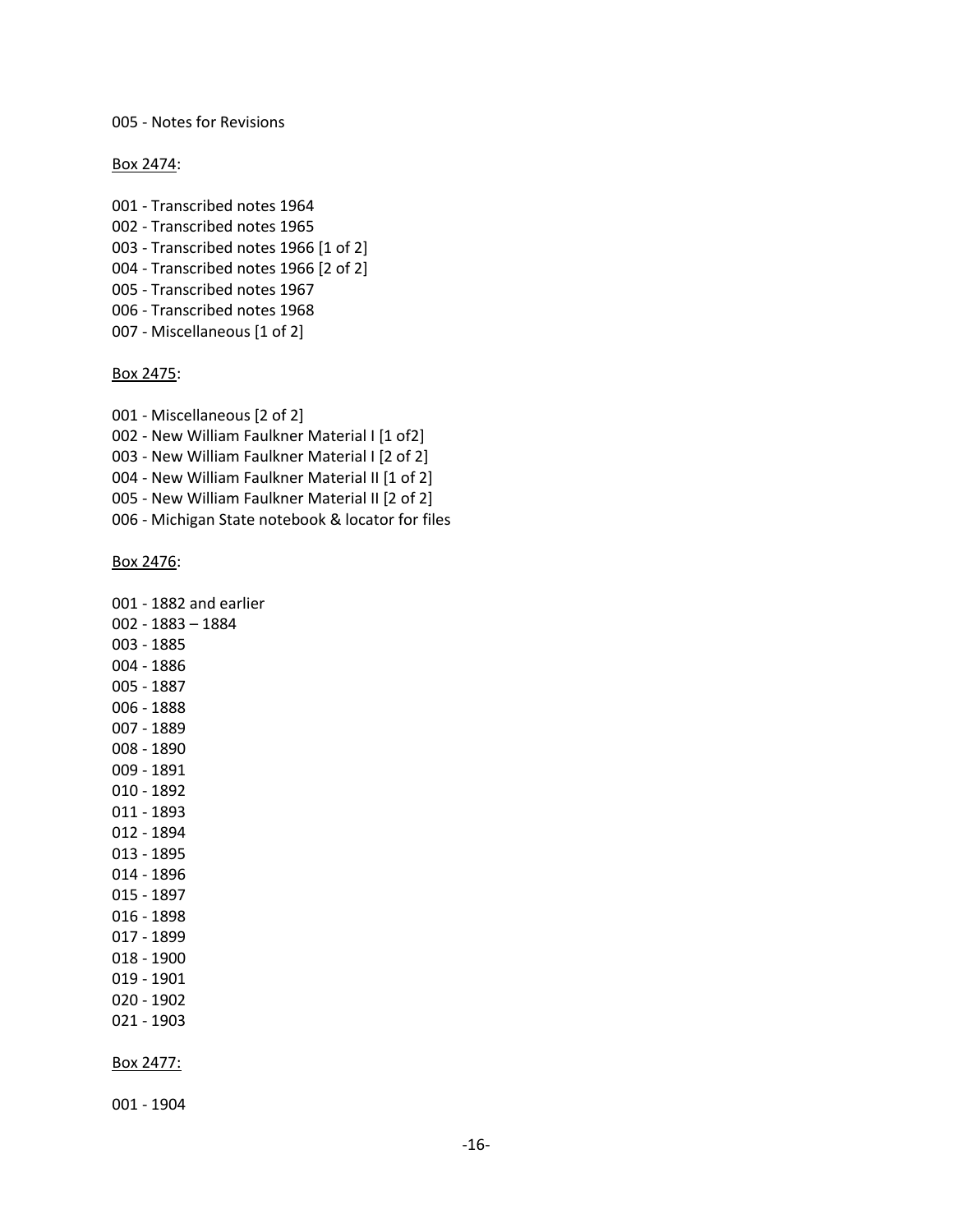005 - Notes for Revisions

<u>Box 2474</u>:

001 - Transcribed notes 1964
002 - Transcribed notes 1965
003 - Transcribed notes 1966 [1 of 2]
004 - Transcribed notes 1966 [2 of 2]
005 - Transcribed notes 1967
006 - Transcribed notes 1968
007 - Miscellaneous [1 of 2]

<u>Box 2475</u>:

001 - Miscellaneous [2 of 2]
002 - New William Faulkner Material I [1 of2]
003 - New William Faulkner Material I [2 of 2]
004 - New William Faulkner Material II [1 of 2]
005 - New William Faulkner Material II [2 of 2]
006 - Michigan State notebook & locator for files

<u>Box 2476</u>:

001 - 1882 and earlier
002 - 1883 – 1884
003 - 1885
004 - 1886
005 - 1887
006 - 1888
007 - 1889
008 - 1890
009 - 1891
010 - 1892
011 - 1893
012 - 1894
013 - 1895
014 - 1896
015 - 1897
016 - 1898
017 - 1899
018 - 1900
019 - 1901
020 - 1902
021 - 1903

<u>Box 2477:</u>

001 - 1904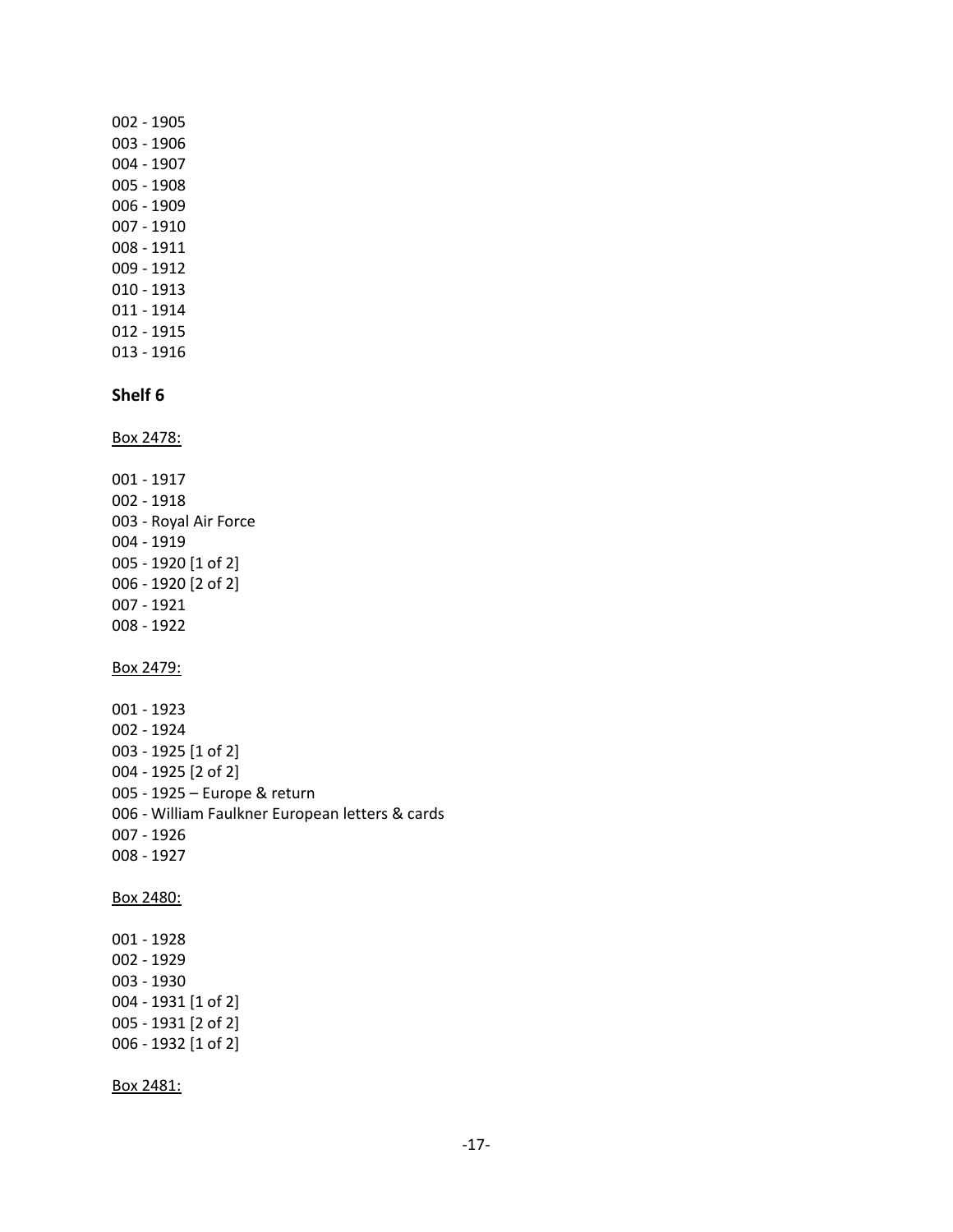002 - 1905
003 - 1906
004 - 1907
005 - 1908
006 - 1909
007 - 1910
008 - 1911
009 - 1912
010 - 1913
011 - 1914
012 - 1915
013 - 1916

### Shelf 6

Box 2478:

001 - 1917
002 - 1918
003 - Royal Air Force
004 - 1919
005 - 1920 [1 of 2]
006 - 1920 [2 of 2]
007 - 1921
008 - 1922

Box 2479:

001 - 1923
002 - 1924
003 - 1925 [1 of 2]
004 - 1925 [2 of 2]
005 - 1925 – Europe & return
006 - William Faulkner European letters & cards
007 - 1926
008 - 1927

Box 2480:

001 - 1928
002 - 1929
003 - 1930
004 - 1931 [1 of 2]
005 - 1931 [2 of 2]
006 - 1932 [1 of 2]

Box 2481: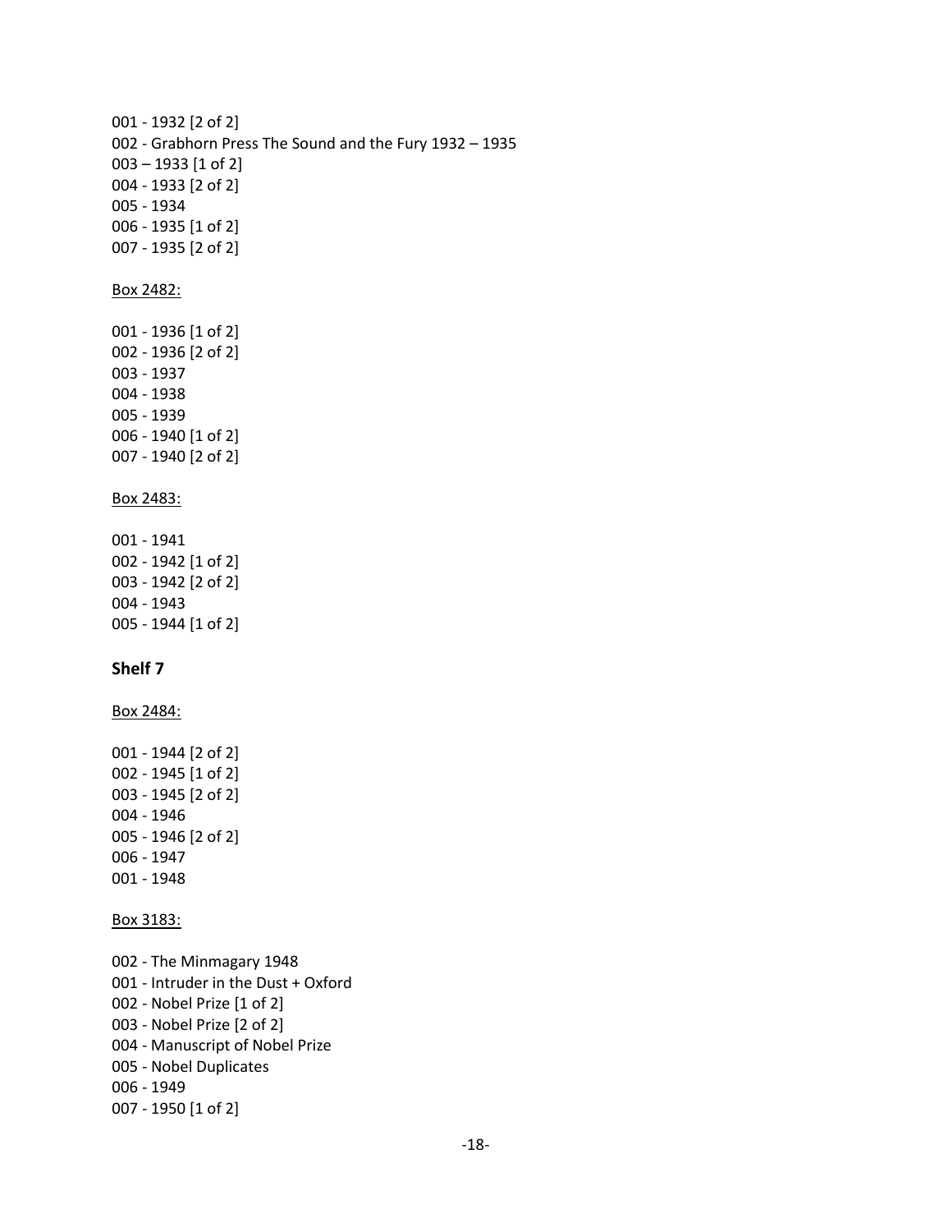001 - 1932 [2 of 2]
002 - Grabhorn Press The Sound and the Fury 1932 – 1935
003 – 1933 [1 of 2]
004 - 1933 [2 of 2]
005 - 1934
006 - 1935 [1 of 2]
007 - 1935 [2 of 2]

Box 2482:

001 - 1936 [1 of 2]
002 - 1936 [2 of 2]
003 - 1937
004 - 1938
005 - 1939
006 - 1940 [1 of 2]
007 - 1940 [2 of 2]

Box 2483:

001 - 1941
002 - 1942 [1 of 2]
003 - 1942 [2 of 2]
004 - 1943
005 - 1944 [1 of 2]

### Shelf 7

Box 2484:

001 - 1944 [2 of 2]
002 - 1945 [1 of 2]
003 - 1945 [2 of 2]
004 - 1946
005 - 1946 [2 of 2]
006 - 1947
001 - 1948

Box 3183:

002 - The Minmagary 1948
001 - Intruder in the Dust + Oxford
002 - Nobel Prize [1 of 2]
003 - Nobel Prize [2 of 2]
004 - Manuscript of Nobel Prize
005 - Nobel Duplicates
006 - 1949
007 - 1950 [1 of 2]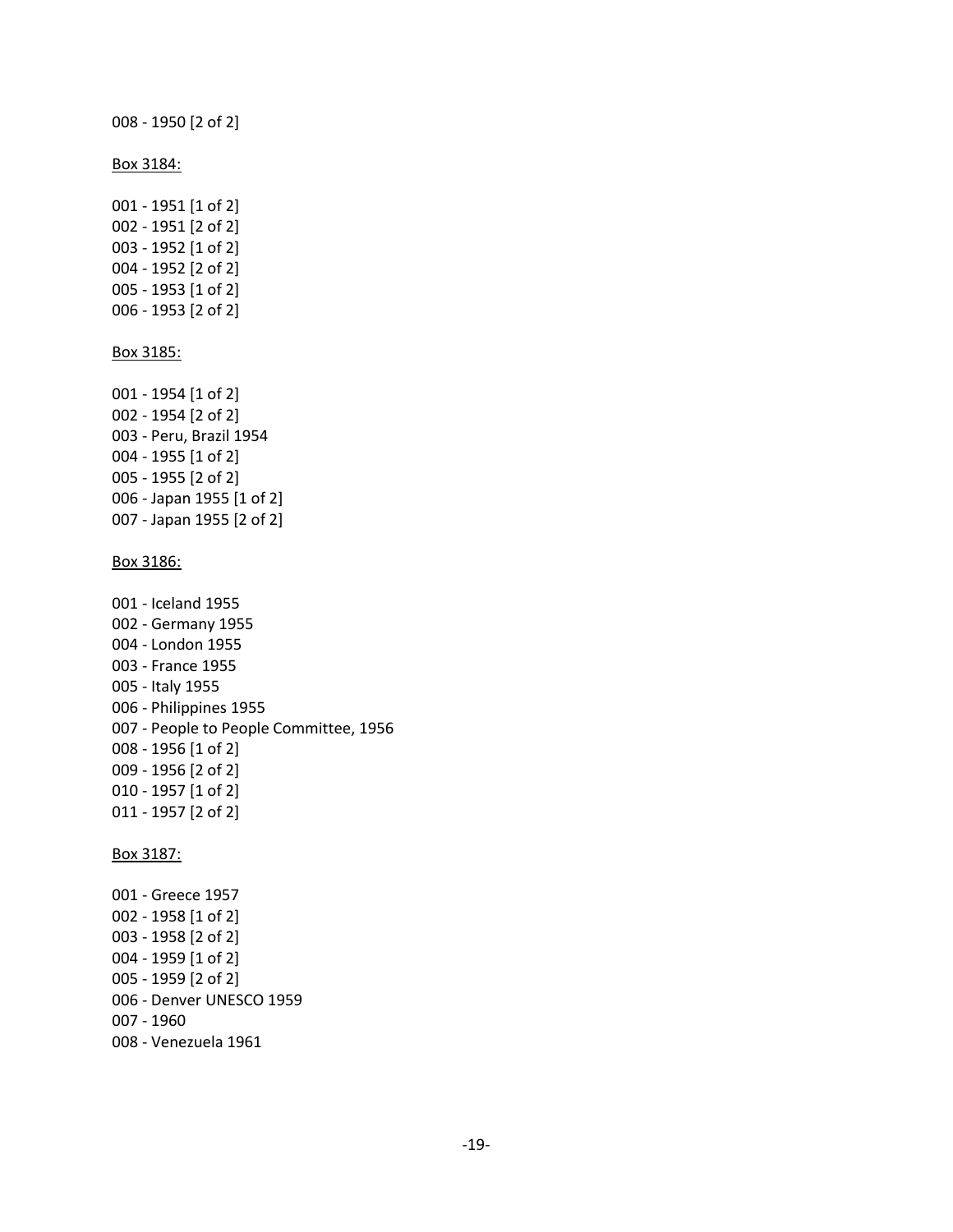008 - 1950 [2 of 2]

Box 3184:

001 - 1951 [1 of 2]
002 - 1951 [2 of 2]
003 - 1952 [1 of 2]
004 - 1952 [2 of 2]
005 - 1953 [1 of 2]
006 - 1953 [2 of 2]

Box 3185:

001 - 1954 [1 of 2]
002 - 1954 [2 of 2]
003 - Peru, Brazil 1954
004 - 1955 [1 of 2]
005 - 1955 [2 of 2]
006 - Japan 1955 [1 of 2]
007 - Japan 1955 [2 of 2]

Box 3186:

001 - Iceland 1955
002 - Germany 1955
004 - London 1955
003 - France 1955
005 - Italy 1955
006 - Philippines 1955
007 - People to People Committee, 1956
008 - 1956 [1 of 2]
009 - 1956 [2 of 2]
010 - 1957 [1 of 2]
011 - 1957 [2 of 2]

Box 3187:

001 - Greece 1957
002 - 1958 [1 of 2]
003 - 1958 [2 of 2]
004 - 1959 [1 of 2]
005 - 1959 [2 of 2]
006 - Denver UNESCO 1959
007 - 1960
008 - Venezuela 1961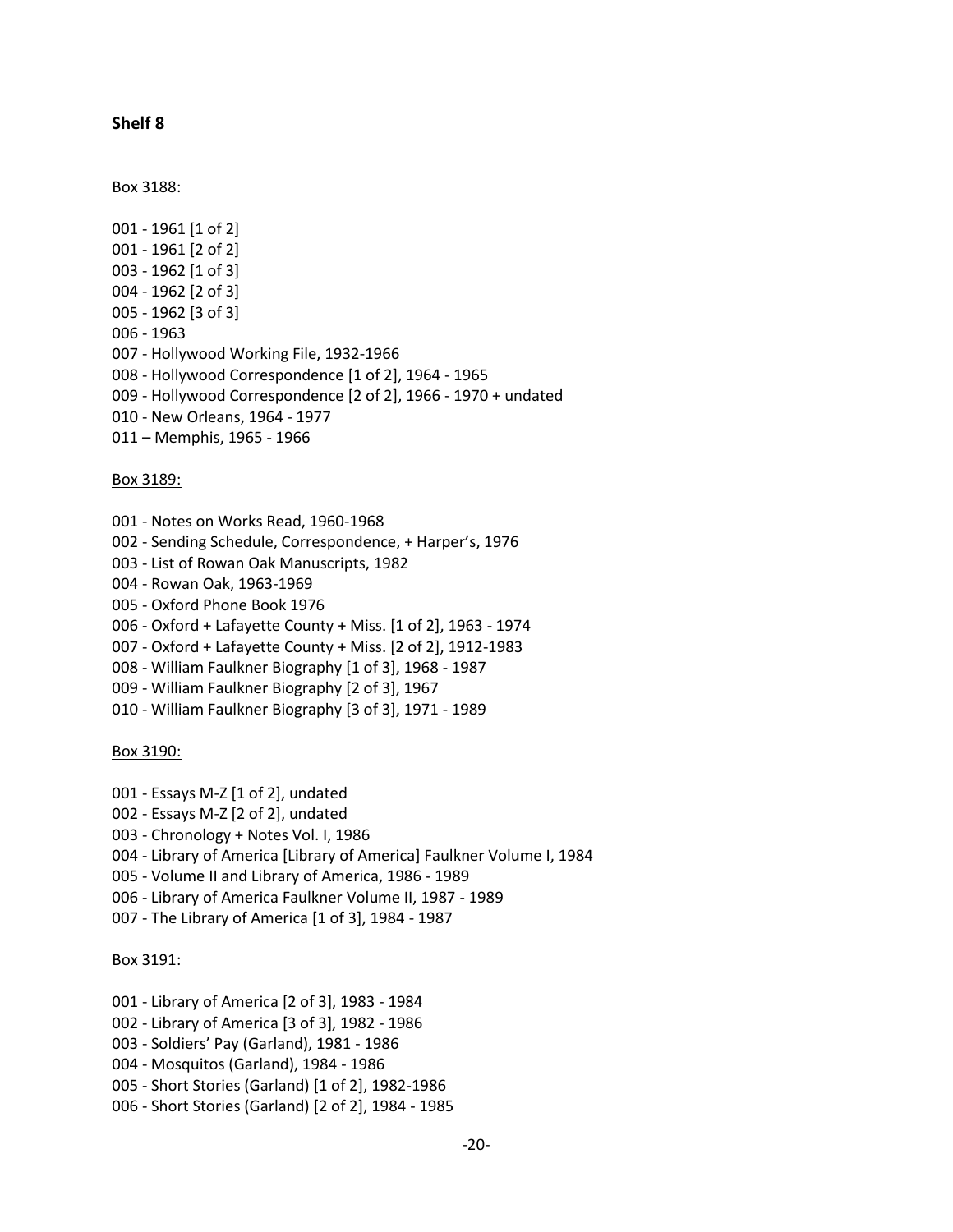## Shelf 8

Box 3188:

001 - 1961 [1 of 2]
001 - 1961 [2 of 2]
003 - 1962 [1 of 3]
004 - 1962 [2 of 3]
005 - 1962 [3 of 3]
006 - 1963
007 - Hollywood Working File, 1932-1966
008 - Hollywood Correspondence [1 of 2], 1964 - 1965
009 - Hollywood Correspondence [2 of 2], 1966 - 1970 + undated
010 - New Orleans, 1964 - 1977
011 – Memphis, 1965 - 1966

Box 3189:

001 - Notes on Works Read, 1960-1968
002 - Sending Schedule, Correspondence, + Harper's, 1976
003 - List of Rowan Oak Manuscripts, 1982
004 - Rowan Oak, 1963-1969
005 - Oxford Phone Book 1976
006 - Oxford + Lafayette County + Miss. [1 of 2], 1963 - 1974
007 - Oxford + Lafayette County + Miss. [2 of 2], 1912-1983
008 - William Faulkner Biography [1 of 3], 1968 - 1987
009 - William Faulkner Biography [2 of 3], 1967
010 - William Faulkner Biography [3 of 3], 1971 - 1989

Box 3190:

001 - Essays M-Z [1 of 2], undated
002 - Essays M-Z [2 of 2], undated
003 - Chronology + Notes Vol. I, 1986
004 - Library of America [Library of America] Faulkner Volume I, 1984
005 - Volume II and Library of America, 1986 - 1989
006 - Library of America Faulkner Volume II, 1987 - 1989
007 - The Library of America [1 of 3], 1984 - 1987

Box 3191:

001 - Library of America [2 of 3], 1983 - 1984
002 - Library of America [3 of 3], 1982 - 1986
003 - Soldiers' Pay (Garland), 1981 - 1986
004 - Mosquitos (Garland), 1984 - 1986
005 - Short Stories (Garland) [1 of 2], 1982-1986
006 - Short Stories (Garland) [2 of 2], 1984 - 1985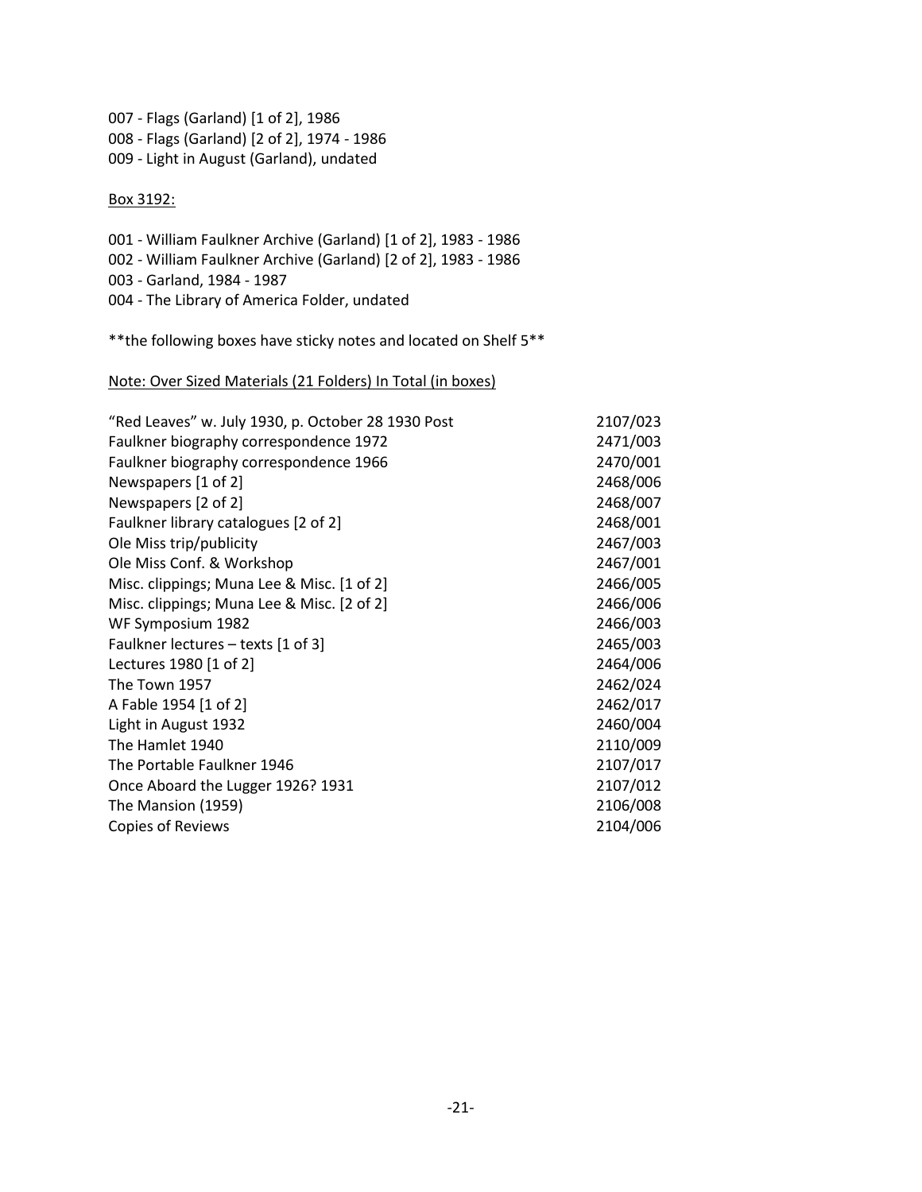007 - Flags (Garland) [1 of 2], 1986
008 - Flags (Garland) [2 of 2], 1974 - 1986
009 - Light in August (Garland), undated

Box 3192:

001 - William Faulkner Archive (Garland) [1 of 2], 1983 - 1986
002 - William Faulkner Archive (Garland) [2 of 2], 1983 - 1986
003 - Garland, 1984 - 1987
004 - The Library of America Folder, undated

**the following boxes have sticky notes and located on Shelf 5**

Note: Over Sized Materials (21 Folders) In Total (in boxes)

| | |
|---|---|
| "Red Leaves" w. July 1930, p. October 28 1930 Post | 2107/023 |
| Faulkner biography correspondence 1972 | 2471/003 |
| Faulkner biography correspondence 1966 | 2470/001 |
| Newspapers [1 of 2] | 2468/006 |
| Newspapers [2 of 2] | 2468/007 |
| Faulkner library catalogues [2 of 2] | 2468/001 |
| Ole Miss trip/publicity | 2467/003 |
| Ole Miss Conf. & Workshop | 2467/001 |
| Misc. clippings; Muna Lee & Misc. [1 of 2] | 2466/005 |
| Misc. clippings; Muna Lee & Misc. [2 of 2] | 2466/006 |
| WF Symposium 1982 | 2466/003 |
| Faulkner lectures – texts [1 of 3] | 2465/003 |
| Lectures 1980 [1 of 2] | 2464/006 |
| The Town 1957 | 2462/024 |
| A Fable 1954 [1 of 2] | 2462/017 |
| Light in August 1932 | 2460/004 |
| The Hamlet 1940 | 2110/009 |
| The Portable Faulkner 1946 | 2107/017 |
| Once Aboard the Lugger 1926? 1931 | 2107/012 |
| The Mansion (1959) | 2106/008 |
| Copies of Reviews | 2104/006 |